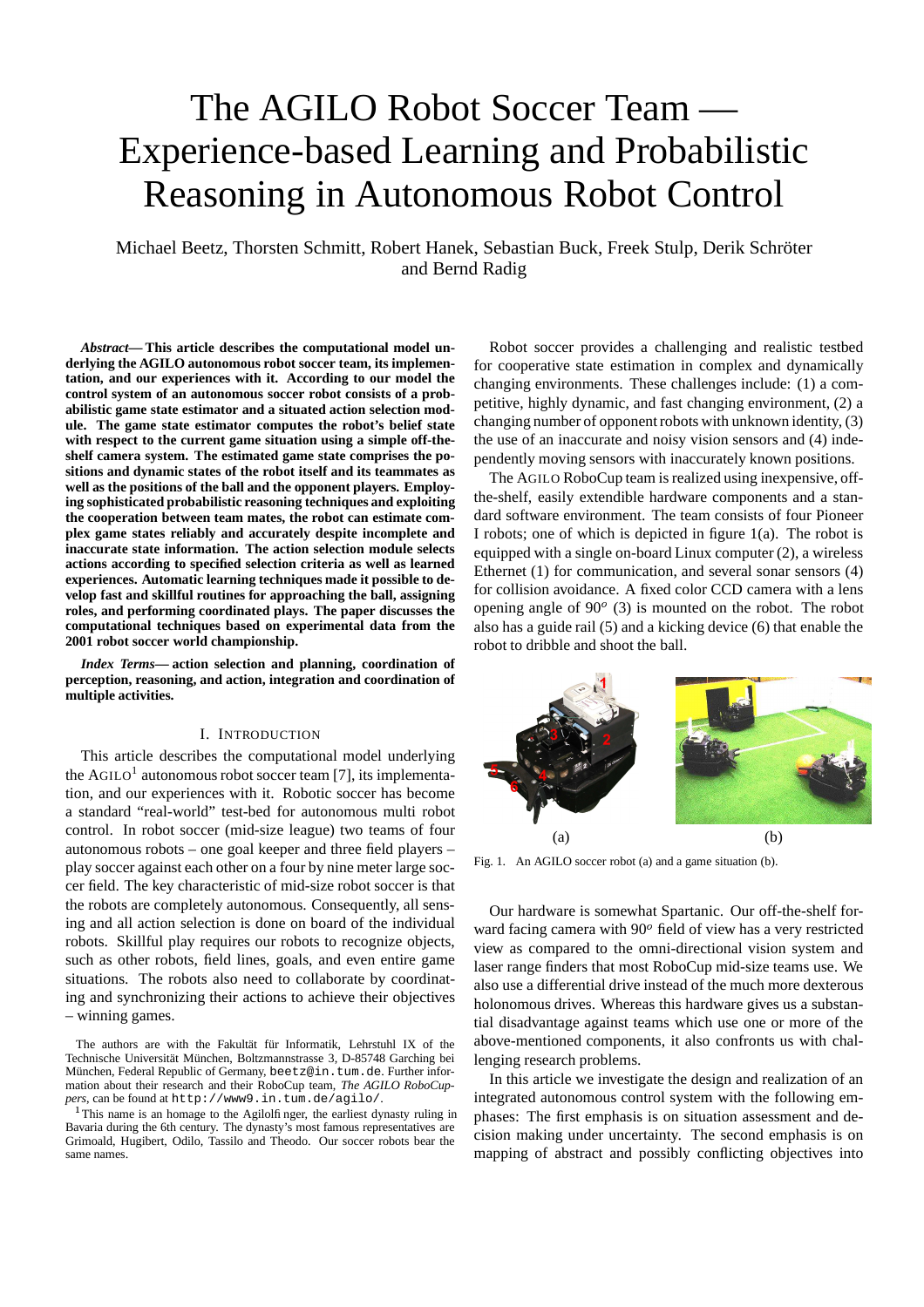# The AGILO Robot Soccer Team — Experience-based Learning and Probabilistic Reasoning in Autonomous Robot Control

Michael Beetz, Thorsten Schmitt, Robert Hanek, Sebastian Buck, Freek Stulp, Derik Schröter and Bernd Radig

***Abstract*— This article describes the computational model underlying the AGILO autonomous robot soccer team, its implementation, and our experiences with it. According to our model the control system of an autonomous soccer robot consists of a probabilistic game state estimator and a situated action selection module. The game state estimator computes the robot's belief state with respect to the current game situation using a simple off-the-shelf camera system. The estimated game state comprises the positions and dynamic states of the robot itself and its teammates as well as the positions of the ball and the opponent players. Employing sophisticated probabilistic reasoning techniques and exploiting the cooperation between team mates, the robot can estimate complex game states reliably and accurately despite incomplete and inaccurate state information. The action selection module selects actions according to specified selection criteria as well as learned experiences. Automatic learning techniques made it possible to develop fast and skillful routines for approaching the ball, assigning roles, and performing coordinated plays. The paper discusses the computational techniques based on experimental data from the 2001 robot soccer world championship.**

***Index Terms*— action selection and planning, coordination of perception, reasoning, and action, integration and coordination of multiple activities.**

## I. Introduction

This article describes the computational model underlying the AGILO[1] autonomous robot soccer team [7], its implementation, and our experiences with it. Robotic soccer has become a standard "real-world" test-bed for autonomous multi robot control. In robot soccer (mid-size league) two teams of four autonomous robots – one goal keeper and three field players – play soccer against each other on a four by nine meter large soccer field. The key characteristic of mid-size robot soccer is that the robots are completely autonomous. Consequently, all sensing and all action selection is done on board of the individual robots. Skillful play requires our robots to recognize objects, such as other robots, field lines, goals, and even entire game situations. The robots also need to collaborate by coordinating and synchronizing their actions to achieve their objectives – winning games.

The authors are with the Fakultät für Informatik, Lehrstuhl IX of the Technische Universität München, Boltzmannstrasse 3, D-85748 Garching bei München, Federal Republic of Germany, beetz@in.tum.de. Further information about their research and their RoboCup team, *The AGILO RoboCuppers*, can be found at http://www9.in.tum.de/agilo/.

[1] This name is an homage to the Agilolfinger, the earliest dynasty ruling in Bavaria during the 6th century. The dynasty's most famous representatives are Grimoald, Hugibert, Odilo, Tassilo and Theodo. Our soccer robots bear the same names.

Robot soccer provides a challenging and realistic testbed for cooperative state estimation in complex and dynamically changing environments. These challenges include: (1) a competitive, highly dynamic, and fast changing environment, (2) a changing number of opponent robots with unknown identity, (3) the use of an inaccurate and noisy vision sensors and (4) independently moving sensors with inaccurately known positions.

The AGILO RoboCup team is realized using inexpensive, off-the-shelf, easily extendible hardware components and a standard software environment. The team consists of four Pioneer I robots; one of which is depicted in figure 1(a). The robot is equipped with a single on-board Linux computer (2), a wireless Ethernet (1) for communication, and several sonar sensors (4) for collision avoidance. A fixed color CCD camera with a lens opening angle of $90^o$ (3) is mounted on the robot. The robot also has a guide rail (5) and a kicking device (6) that enable the robot to dribble and shoot the ball.

Fig. 1. An AGILO soccer robot (a) and a game situation (b).

Our hardware is somewhat Spartanic. Our off-the-shelf forward facing camera with $90^o$ field of view has a very restricted view as compared to the omni-directional vision system and laser range finders that most RoboCup mid-size teams use. We also use a differential drive instead of the much more dexterous holonomous drives. Whereas this hardware gives us a substantial disadvantage against teams which use one or more of the above-mentioned components, it also confronts us with challenging research problems.

In this article we investigate the design and realization of an integrated autonomous control system with the following emphases: The first emphasis is on situation assessment and decision making under uncertainty. The second emphasis is on mapping of abstract and possibly conflicting objectives into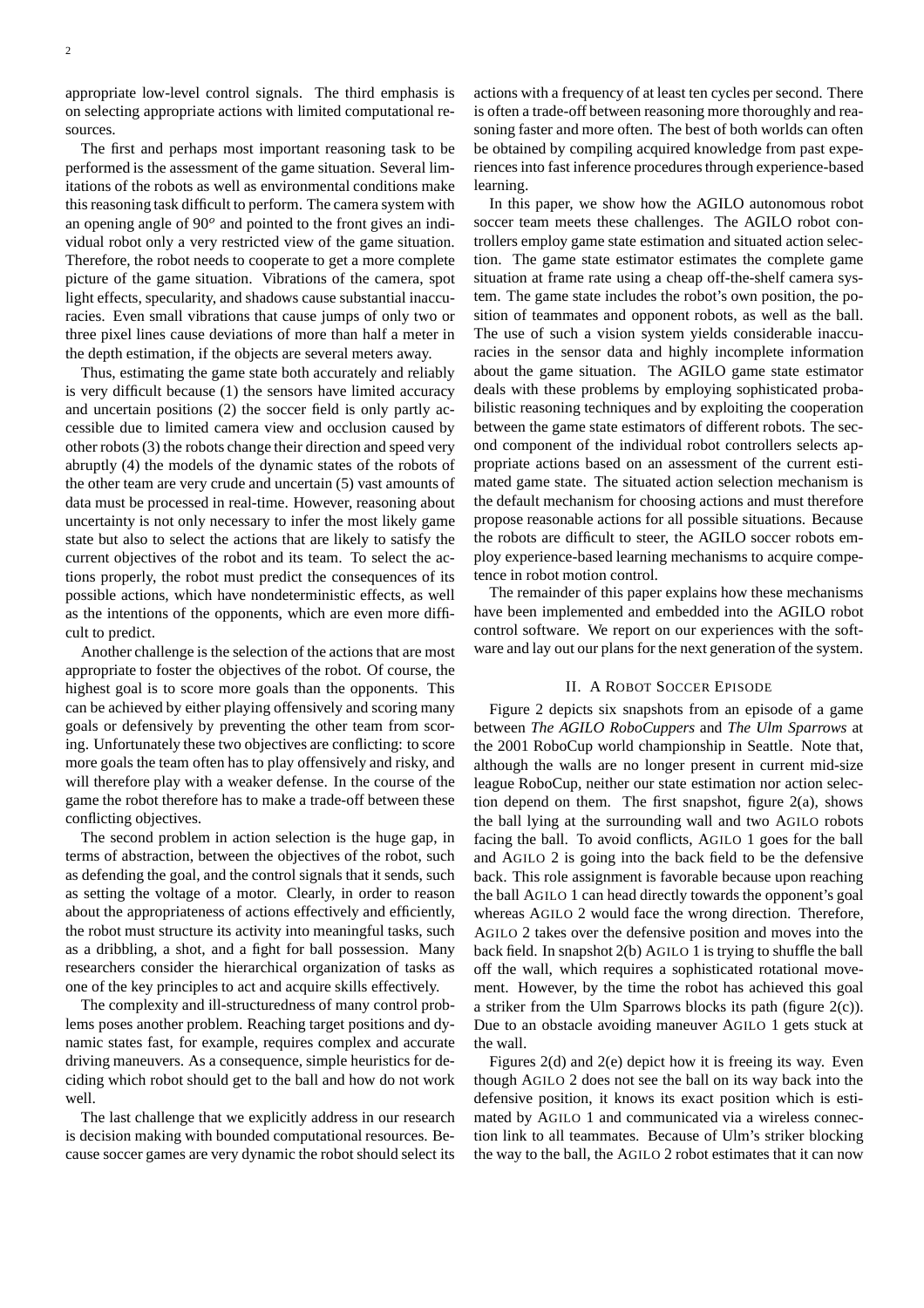appropriate low-level control signals. The third emphasis is on selecting appropriate actions with limited computational resources.

The first and perhaps most important reasoning task to be performed is the assessment of the game situation. Several limitations of the robots as well as environmental conditions make this reasoning task difficult to perform. The camera system with an opening angle of $90^o$ and pointed to the front gives an individual robot only a very restricted view of the game situation. Therefore, the robot needs to cooperate to get a more complete picture of the game situation. Vibrations of the camera, spot light effects, specularity, and shadows cause substantial inaccuracies. Even small vibrations that cause jumps of only two or three pixel lines cause deviations of more than half a meter in the depth estimation, if the objects are several meters away.

Thus, estimating the game state both accurately and reliably is very difficult because (1) the sensors have limited accuracy and uncertain positions (2) the soccer field is only partly accessible due to limited camera view and occlusion caused by other robots (3) the robots change their direction and speed very abruptly (4) the models of the dynamic states of the robots of the other team are very crude and uncertain (5) vast amounts of data must be processed in real-time. However, reasoning about uncertainty is not only necessary to infer the most likely game state but also to select the actions that are likely to satisfy the current objectives of the robot and its team. To select the actions properly, the robot must predict the consequences of its possible actions, which have nondeterministic effects, as well as the intentions of the opponents, which are even more difficult to predict.

Another challenge is the selection of the actions that are most appropriate to foster the objectives of the robot. Of course, the highest goal is to score more goals than the opponents. This can be achieved by either playing offensively and scoring many goals or defensively by preventing the other team from scoring. Unfortunately these two objectives are conflicting: to score more goals the team often has to play offensively and risky, and will therefore play with a weaker defense. In the course of the game the robot therefore has to make a trade-off between these conflicting objectives.

The second problem in action selection is the huge gap, in terms of abstraction, between the objectives of the robot, such as defending the goal, and the control signals that it sends, such as setting the voltage of a motor. Clearly, in order to reason about the appropriateness of actions effectively and efficiently, the robot must structure its activity into meaningful tasks, such as a dribbling, a shot, and a fight for ball possession. Many researchers consider the hierarchical organization of tasks as one of the key principles to act and acquire skills effectively.

The complexity and ill-structuredness of many control problems poses another problem. Reaching target positions and dynamic states fast, for example, requires complex and accurate driving maneuvers. As a consequence, simple heuristics for deciding which robot should get to the ball and how do not work well.

The last challenge that we explicitly address in our research is decision making with bounded computational resources. Because soccer games are very dynamic the robot should select its actions with a frequency of at least ten cycles per second. There is often a trade-off between reasoning more thoroughly and reasoning faster and more often. The best of both worlds can often be obtained by compiling acquired knowledge from past experiences into fast inference procedures through experience-based learning.

In this paper, we show how the AGILO autonomous robot soccer team meets these challenges. The AGILO robot controllers employ game state estimation and situated action selection. The game state estimator estimates the complete game situation at frame rate using a cheap off-the-shelf camera system. The game state includes the robot's own position, the position of teammates and opponent robots, as well as the ball. The use of such a vision system yields considerable inaccuracies in the sensor data and highly incomplete information about the game situation. The AGILO game state estimator deals with these problems by employing sophisticated probabilistic reasoning techniques and by exploiting the cooperation between the game state estimators of different robots. The second component of the individual robot controllers selects appropriate actions based on an assessment of the current estimated game state. The situated action selection mechanism is the default mechanism for choosing actions and must therefore propose reasonable actions for all possible situations. Because the robots are difficult to steer, the AGILO soccer robots employ experience-based learning mechanisms to acquire competence in robot motion control.

The remainder of this paper explains how these mechanisms have been implemented and embedded into the AGILO robot control software. We report on our experiences with the software and lay out our plans for the next generation of the system.

## II. A Robot Soccer Episode

Figure 2 depicts six snapshots from an episode of a game between *The AGILO RoboCuppers* and *The Ulm Sparrows* at the 2001 RoboCup world championship in Seattle. Note that, although the walls are no longer present in current mid-size league RoboCup, neither our state estimation nor action selection depend on them. The first snapshot, figure 2(a), shows the ball lying at the surrounding wall and two AGILO robots facing the ball. To avoid conflicts, AGILO 1 goes for the ball and AGILO 2 is going into the back field to be the defensive back. This role assignment is favorable because upon reaching the ball AGILO 1 can head directly towards the opponent's goal whereas AGILO 2 would face the wrong direction. Therefore, AGILO 2 takes over the defensive position and moves into the back field. In snapshot 2(b) AGILO 1 is trying to shuffle the ball off the wall, which requires a sophisticated rotational movement. However, by the time the robot has achieved this goal a striker from the Ulm Sparrows blocks its path (figure 2(c)). Due to an obstacle avoiding maneuver AGILO 1 gets stuck at the wall.

Figures 2(d) and 2(e) depict how it is freeing its way. Even though AGILO 2 does not see the ball on its way back into the defensive position, it knows its exact position which is estimated by AGILO 1 and communicated via a wireless connection link to all teammates. Because of Ulm's striker blocking the way to the ball, the AGILO 2 robot estimates that it can now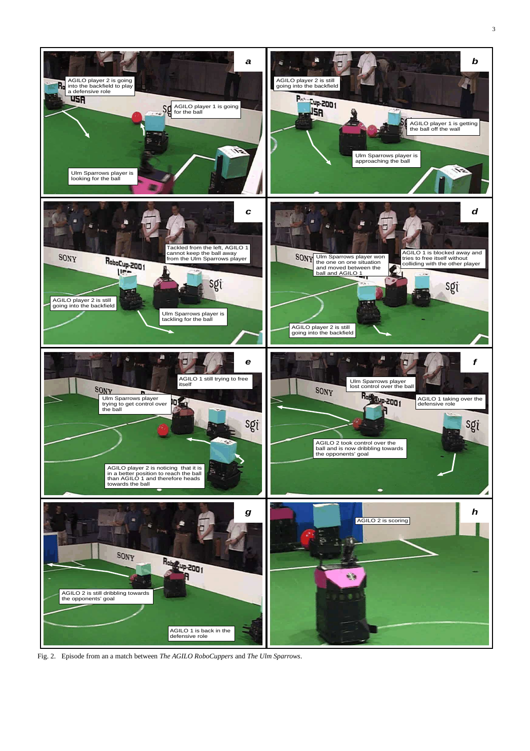Fig. 2. Episode from an a match between *The AGILO RoboCuppers* and *The Ulm Sparrows*.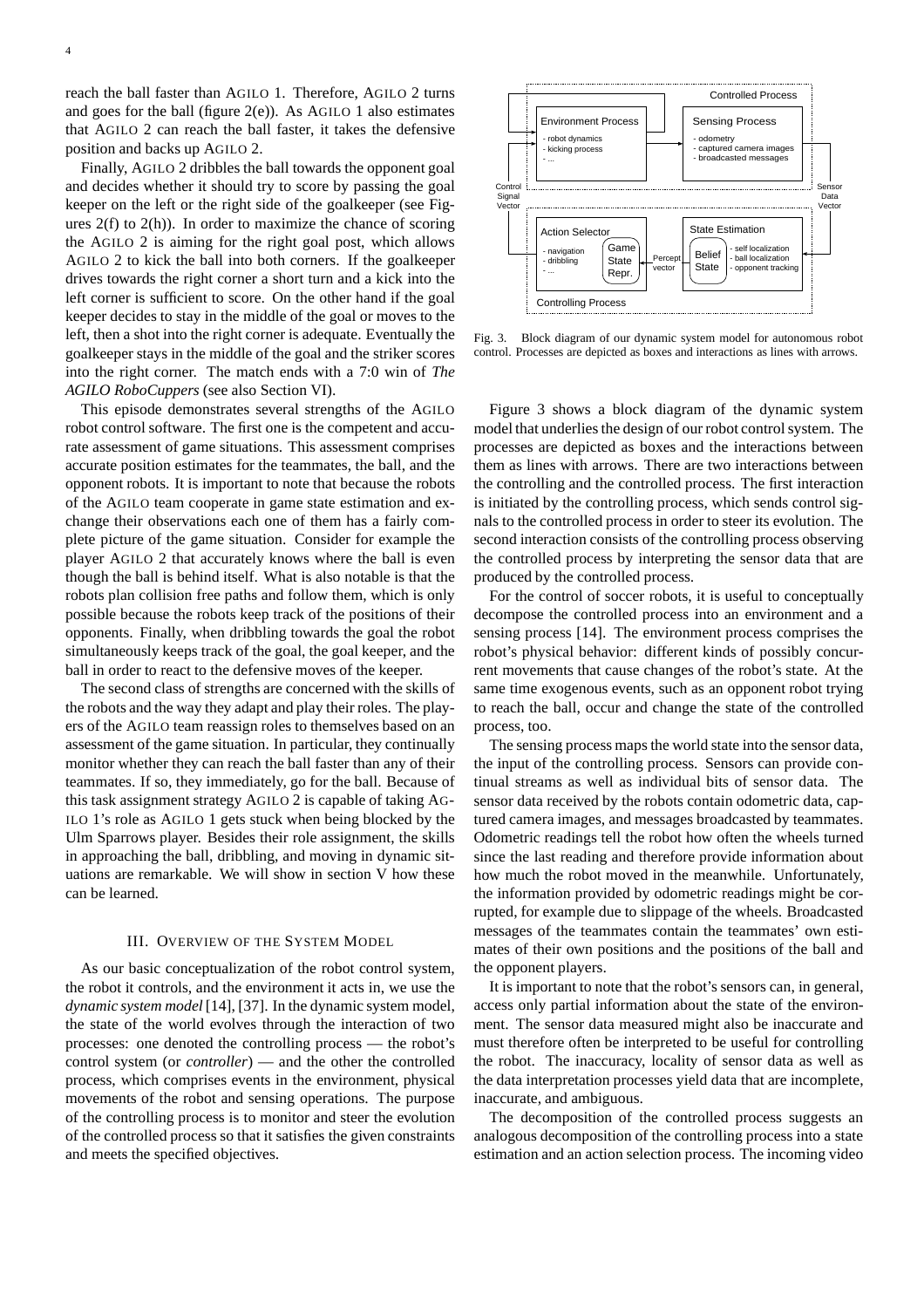reach the ball faster than AGILO 1. Therefore, AGILO 2 turns and goes for the ball (figure 2(e)). As AGILO 1 also estimates that AGILO 2 can reach the ball faster, it takes the defensive position and backs up AGILO 2.

Finally, AGILO 2 dribbles the ball towards the opponent goal and decides whether it should try to score by passing the goal keeper on the left or the right side of the goalkeeper (see Figures 2(f) to 2(h)). In order to maximize the chance of scoring the AGILO 2 is aiming for the right goal post, which allows AGILO 2 to kick the ball into both corners. If the goalkeeper drives towards the right corner a short turn and a kick into the left corner is sufficient to score. On the other hand if the goal keeper decides to stay in the middle of the goal or moves to the left, then a shot into the right corner is adequate. Eventually the goalkeeper stays in the middle of the goal and the striker scores into the right corner. The match ends with a 7:0 win of *The AGILO RoboCuppers* (see also Section VI).

This episode demonstrates several strengths of the AGILO robot control software. The first one is the competent and accurate assessment of game situations. This assessment comprises accurate position estimates for the teammates, the ball, and the opponent robots. It is important to note that because the robots of the AGILO team cooperate in game state estimation and exchange their observations each one of them has a fairly complete picture of the game situation. Consider for example the player AGILO 2 that accurately knows where the ball is even though the ball is behind itself. What is also notable is that the robots plan collision free paths and follow them, which is only possible because the robots keep track of the positions of their opponents. Finally, when dribbling towards the goal the robot simultaneously keeps track of the goal, the goal keeper, and the ball in order to react to the defensive moves of the keeper.

The second class of strengths are concerned with the skills of the robots and the way they adapt and play their roles. The players of the AGILO team reassign roles to themselves based on an assessment of the game situation. In particular, they continually monitor whether they can reach the ball faster than any of their teammates. If so, they immediately, go for the ball. Because of this task assignment strategy AGILO 2 is capable of taking AGILO 1's role as AGILO 1 gets stuck when being blocked by the Ulm Sparrows player. Besides their role assignment, the skills in approaching the ball, dribbling, and moving in dynamic situations are remarkable. We will show in section V how these can be learned.

## III. Overview of the System Model

As our basic conceptualization of the robot control system, the robot it controls, and the environment it acts in, we use the *dynamic system model* [14], [37]. In the dynamic system model, the state of the world evolves through the interaction of two processes: one denoted the controlling process — the robot's control system (or *controller*) — and the other the controlled process, which comprises events in the environment, physical movements of the robot and sensing operations. The purpose of the controlling process is to monitor and steer the evolution of the controlled process so that it satisfies the given constraints and meets the specified objectives.

Controlled Process
Environment Process
- robot dynamics
- kicking process
- ...
Sensing Process
- odometry
- captured camera images
- broadcasted messages
Control Signal Vector
Sensor Data Vector
Action Selector
- navigation
- dribbling
- ...
Game State Repr.
Percept vector
Belief State
State Estimation
- self localization
- ball localization
- opponent tracking
Controlling Process

Fig. 3. Block diagram of our dynamic system model for autonomous robot control. Processes are depicted as boxes and interactions as lines with arrows.

Figure 3 shows a block diagram of the dynamic system model that underlies the design of our robot control system. The processes are depicted as boxes and the interactions between them as lines with arrows. There are two interactions between the controlling and the controlled process. The first interaction is initiated by the controlling process, which sends control signals to the controlled process in order to steer its evolution. The second interaction consists of the controlling process observing the controlled process by interpreting the sensor data that are produced by the controlled process.

For the control of soccer robots, it is useful to conceptually decompose the controlled process into an environment and a sensing process [14]. The environment process comprises the robot's physical behavior: different kinds of possibly concurrent movements that cause changes of the robot's state. At the same time exogenous events, such as an opponent robot trying to reach the ball, occur and change the state of the controlled process, too.

The sensing process maps the world state into the sensor data, the input of the controlling process. Sensors can provide continual streams as well as individual bits of sensor data. The sensor data received by the robots contain odometric data, captured camera images, and messages broadcasted by teammates. Odometric readings tell the robot how often the wheels turned since the last reading and therefore provide information about how much the robot moved in the meanwhile. Unfortunately, the information provided by odometric readings might be corrupted, for example due to slippage of the wheels. Broadcasted messages of the teammates contain the teammates' own estimates of their own positions and the positions of the ball and the opponent players.

It is important to note that the robot's sensors can, in general, access only partial information about the state of the environment. The sensor data measured might also be inaccurate and must therefore often be interpreted to be useful for controlling the robot. The inaccuracy, locality of sensor data as well as the data interpretation processes yield data that are incomplete, inaccurate, and ambiguous.

The decomposition of the controlled process suggests an analogous decomposition of the controlling process into a state estimation and an action selection process. The incoming video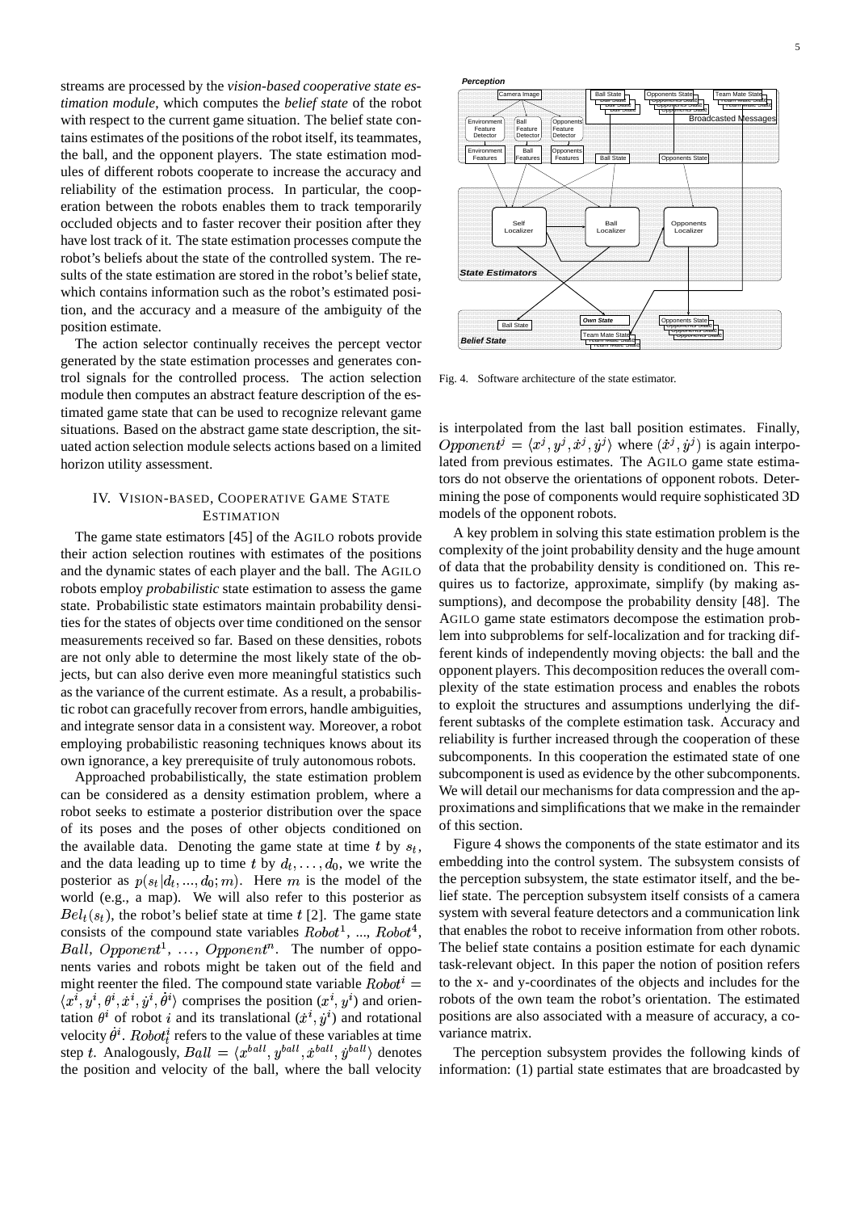streams are processed by the *vision-based cooperative state estimation module*, which computes the *belief state* of the robot with respect to the current game situation. The belief state contains estimates of the positions of the robot itself, its teammates, the ball, and the opponent players. The state estimation modules of different robots cooperate to increase the accuracy and reliability of the estimation process. In particular, the cooperation between the robots enables them to track temporarily occluded objects and to faster recover their position after they have lost track of it. The state estimation processes compute the robot's beliefs about the state of the controlled system. The results of the state estimation are stored in the robot's belief state, which contains information such as the robot's estimated position, and the accuracy and a measure of the ambiguity of the position estimate.

The action selector continually receives the percept vector generated by the state estimation processes and generates control signals for the controlled process. The action selection module then computes an abstract feature description of the estimated game state that can be used to recognize relevant game situations. Based on the abstract game state description, the situated action selection module selects actions based on a limited horizon utility assessment.

## IV. Vision-based, Cooperative Game State Estimation

The game state estimators [45] of the AGILO robots provide their action selection routines with estimates of the positions and the dynamic states of each player and the ball. The AGILO robots employ *probabilistic* state estimation to assess the game state. Probabilistic state estimators maintain probability densities for the states of objects over time conditioned on the sensor measurements received so far. Based on these densities, robots are not only able to determine the most likely state of the objects, but can also derive even more meaningful statistics such as the variance of the current estimate. As a result, a probabilistic robot can gracefully recover from errors, handle ambiguities, and integrate sensor data in a consistent way. Moreover, a robot employing probabilistic reasoning techniques knows about its own ignorance, a key prerequisite of truly autonomous robots.

Approached probabilistically, the state estimation problem can be considered as a density estimation problem, where a robot seeks to estimate a posterior distribution over the space of its poses and the poses of other objects conditioned on the available data. Denoting the game state at time $t$ by $s_t$, and the data leading up to time $t$ by $d_t, \ldots, d_0$, we write the posterior as $p(s_t|d_t, ..., d_0; m)$. Here $m$ is the model of the world (e.g., a map). We will also refer to this posterior as $Bel_t(s_t)$, the robot's belief state at time $t$ [2]. The game state consists of the compound state variables $Robot^1$, ..., $Robot^4$, $Ball$, $Opponent^1$, $\ldots$, $Opponent^n$. The number of opponents varies and robots might be taken out of the field and might reenter the filed. The compound state variable $Robot^i = \langle x^i, y^i, \theta^i, \dot{x}^i, \dot{y}^i, \dot{\theta}^i \rangle$ comprises the position $(x^i, y^i)$ and orientation $\theta^i$ of robot $i$ and its translational $(\dot{x}^i, \dot{y}^i)$ and rotational velocity $\dot{\theta}^i$. $Robot^i_t$ refers to the value of these variables at time step $t$. Analogously, $Ball = \langle x^{ball}, y^{ball}, \dot{x}^{ball}, \dot{y}^{ball} \rangle$ denotes the position and velocity of the ball, where the ball velocity is interpolated from the last ball position estimates. Finally, $Opponent^j = \langle x^j, y^j, \dot{x}^j, \dot{y}^j \rangle$ where $(\dot{x}^j, \dot{y}^j)$ is again interpolated from previous estimates. The AGILO game state estimators do not observe the orientations of opponent robots. Determining the pose of components would require sophisticated 3D models of the opponent robots.

Fig. 4. Software architecture of the state estimator.

A key problem in solving this state estimation problem is the complexity of the joint probability density and the huge amount of data that the probability density is conditioned on. This requires us to factorize, approximate, simplify (by making assumptions), and decompose the probability density [48]. The AGILO game state estimators decompose the estimation problem into subproblems for self-localization and for tracking different kinds of independently moving objects: the ball and the opponent players. This decomposition reduces the overall complexity of the state estimation process and enables the robots to exploit the structures and assumptions underlying the different subtasks of the complete estimation task. Accuracy and reliability is further increased through the cooperation of these subcomponents. In this cooperation the estimated state of one subcomponent is used as evidence by the other subcomponents. We will detail our mechanisms for data compression and the approximations and simplifications that we make in the remainder of this section.

Figure 4 shows the components of the state estimator and its embedding into the control system. The subsystem consists of the perception subsystem, the state estimator itself, and the belief state. The perception subsystem itself consists of a camera system with several feature detectors and a communication link that enables the robot to receive information from other robots. The belief state contains a position estimate for each dynamic task-relevant object. In this paper the notion of position refers to the x- and y-coordinates of the objects and includes for the robots of the own team the robot's orientation. The estimated positions are also associated with a measure of accuracy, a covariance matrix.

The perception subsystem provides the following kinds of information: (1) partial state estimates that are broadcasted by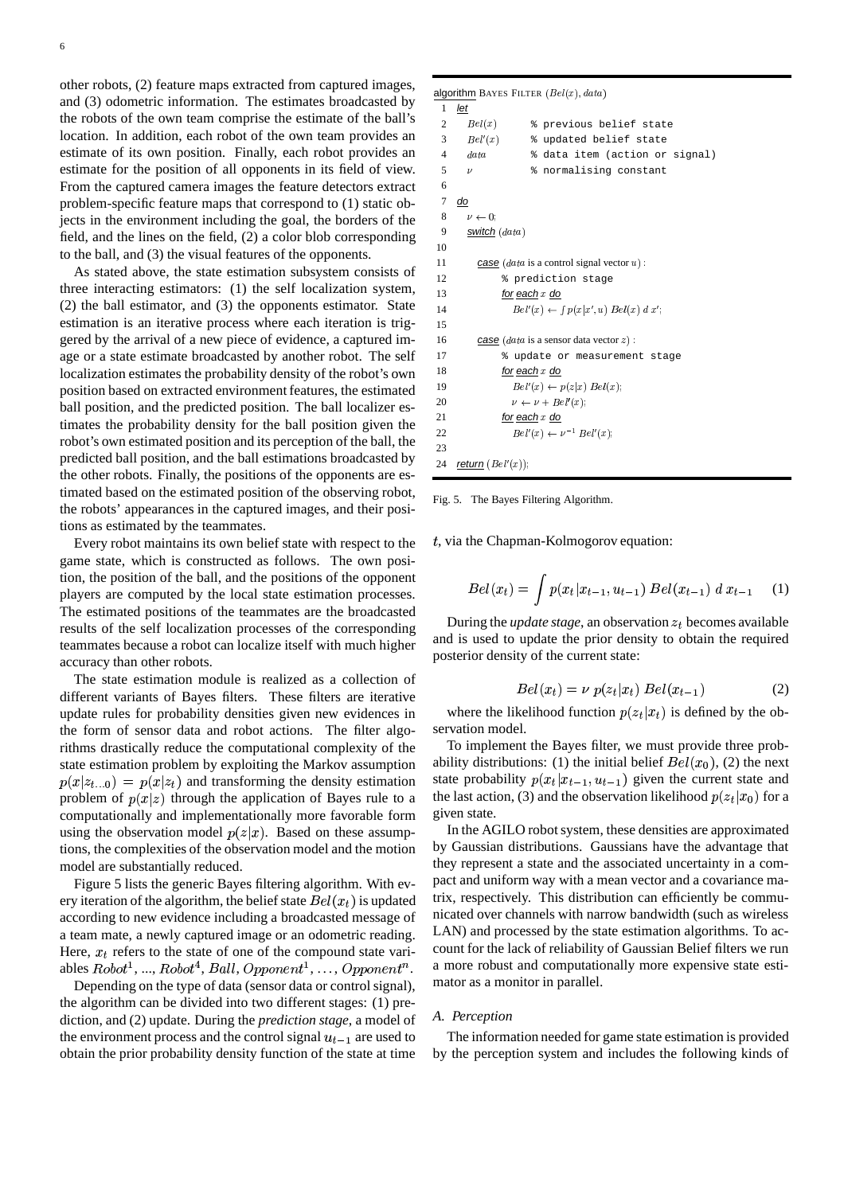other robots, (2) feature maps extracted from captured images, and (3) odometric information. The estimates broadcasted by the robots of the own team comprise the estimate of the ball's location. In addition, each robot of the own team provides an estimate of its own position. Finally, each robot provides an estimate for the position of all opponents in its field of view. From the captured camera images the feature detectors extract problem-specific feature maps that correspond to (1) static objects in the environment including the goal, the borders of the field, and the lines on the field, (2) a color blob corresponding to the ball, and (3) the visual features of the opponents.

As stated above, the state estimation subsystem consists of three interacting estimators: (1) the self localization system, (2) the ball estimator, and (3) the opponents estimator. State estimation is an iterative process where each iteration is triggered by the arrival of a new piece of evidence, a captured image or a state estimate broadcasted by another robot. The self localization estimates the probability density of the robot's own position based on extracted environment features, the estimated ball position, and the predicted position. The ball localizer estimates the probability density for the ball position given the robot's own estimated position and its perception of the ball, the predicted ball position, and the ball estimations broadcasted by the other robots. Finally, the positions of the opponents are estimated based on the estimated position of the observing robot, the robots' appearances in the captured images, and their positions as estimated by the teammates.

Every robot maintains its own belief state with respect to the game state, which is constructed as follows. The own position, the position of the ball, and the positions of the opponent players are computed by the local state estimation processes. The estimated positions of the teammates are the broadcasted results of the self localization processes of the corresponding teammates because a robot can localize itself with much higher accuracy than other robots.

The state estimation module is realized as a collection of different variants of Bayes filters. These filters are iterative update rules for probability densities given new evidences in the form of sensor data and robot actions. The filter algorithms drastically reduce the computational complexity of the state estimation problem by exploiting the Markov assumption $p(x|z_{t \ldots 0}) = p(x|z_t)$ and transforming the density estimation problem of $p(x|z)$ through the application of Bayes rule to a computationally and implementationally more favorable form using the observation model $p(z|x)$. Based on these assumptions, the complexities of the observation model and the motion model are substantially reduced.

Figure 5 lists the generic Bayes filtering algorithm. With every iteration of the algorithm, the belief state $Bel(x_t)$ is updated according to new evidence including a broadcasted message of a team mate, a newly captured image or an odometric reading. Here, $x_t$ refers to the state of one of the compound state variables $Robot^1, ..., Robot^4, Ball, Opponent^1, \ldots, Opponent^n$.

Depending on the type of data (sensor data or control signal), the algorithm can be divided into two different stages: (1) prediction, and (2) update. During the *prediction stage*, a model of the environment process and the control signal $u_{t-1}$ are used to obtain the prior probability density function of the state at time $t$, via the Chapman-Kolmogorov equation:

```
algorithm BAYES FILTER (Bel(x), data)
 1  let
 2    Bel(x)       % previous belief state
 3    Bel'(x)      % updated belief state
 4    data         % data item (action or signal)
 5    ν            % normalising constant
 6
 7  do
 8    ν ← 0;
 9    switch (data)
10
11      case (data is a control signal vector u) :
12          % prediction stage
13          for each x do
14            Bel'(x) ← ∫ p(x|x', u) Bel(x) d x';
15
16      case (data is a sensor data vector z) :
17          % update or measurement stage
18          for each x do
19            Bel'(x) ← p(z|x) Bel(x);
20            ν ← ν + Bel'(x);
21          for each x do
22            Bel'(x) ← ν^{-1} Bel'(x);
23
24  return (Bel'(x));
```

Fig. 5. The Bayes Filtering Algorithm.

$$Bel(x_t) = \int p(x_t|x_{t-1}, u_{t-1})\, Bel(x_{t-1})\; d\, x_{t-1} \qquad (1)$$

During the *update stage*, an observation $z_t$ becomes available and is used to update the prior density to obtain the required posterior density of the current state:

$$Bel(x_t) = \nu\; p(z_t|x_t)\; Bel(x_{t-1}) \qquad (2)$$

where the likelihood function $p(z_t|x_t)$ is defined by the observation model.

To implement the Bayes filter, we must provide three probability distributions: (1) the initial belief $Bel(x_0)$, (2) the next state probability $p(x_t|x_{t-1}, u_{t-1})$ given the current state and the last action, (3) and the observation likelihood $p(z_t|x_0)$ for a given state.

In the AGILO robot system, these densities are approximated by Gaussian distributions. Gaussians have the advantage that they represent a state and the associated uncertainty in a compact and uniform way with a mean vector and a covariance matrix, respectively. This distribution can efficiently be communicated over channels with narrow bandwidth (such as wireless LAN) and processed by the state estimation algorithms. To account for the lack of reliability of Gaussian Belief filters we run a more robust and computationally more expensive state estimator as a monitor in parallel.

### A. Perception

The information needed for game state estimation is provided by the perception system and includes the following kinds of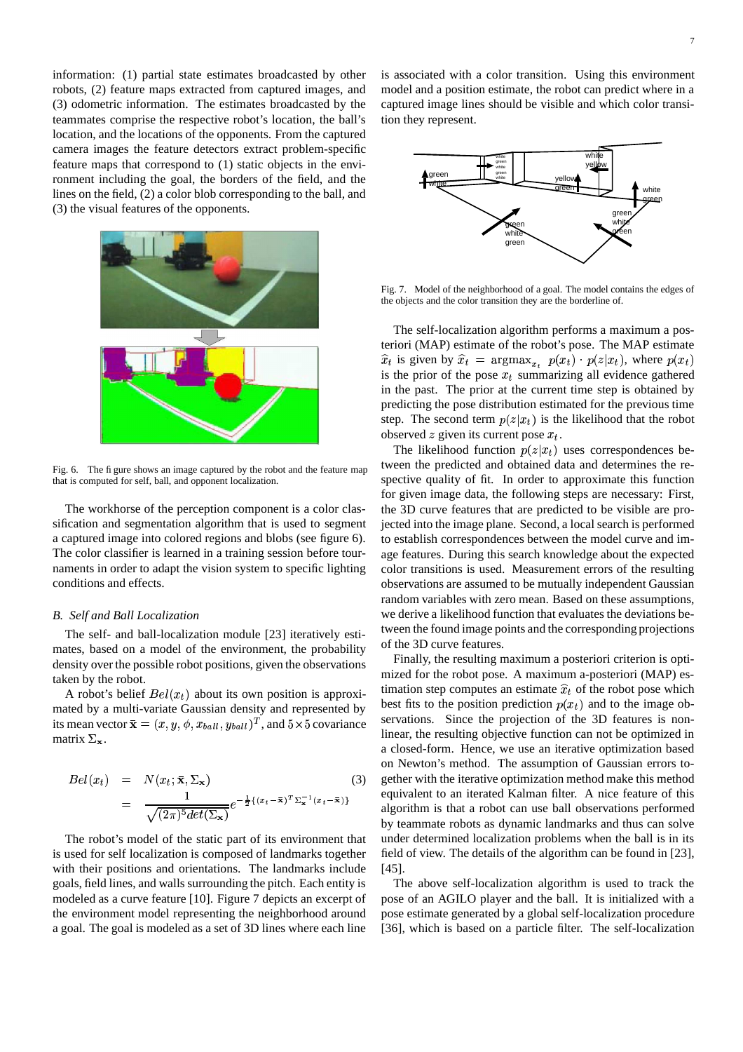information: (1) partial state estimates broadcasted by other robots, (2) feature maps extracted from captured images, and (3) odometric information. The estimates broadcasted by the teammates comprise the respective robot's location, the ball's location, and the locations of the opponents. From the captured camera images the feature detectors extract problem-specific feature maps that correspond to (1) static objects in the environment including the goal, the borders of the field, and the lines on the field, (2) a color blob corresponding to the ball, and (3) the visual features of the opponents.

Fig. 6. The figure shows an image captured by the robot and the feature map that is computed for self, ball, and opponent localization.

The workhorse of the perception component is a color classification and segmentation algorithm that is used to segment a captured image into colored regions and blobs (see figure 6). The color classifier is learned in a training session before tournaments in order to adapt the vision system to specific lighting conditions and effects.

### *B. Self and Ball Localization*

The self- and ball-localization module [23] iteratively estimates, based on a model of the environment, the probability density over the possible robot positions, given the observations taken by the robot.

A robot's belief $Bel(x_t)$ about its own position is approximated by a multi-variate Gaussian density and represented by its mean vector $\bar{\mathbf{x}} = (x, y, \phi, x_{ball}, y_{ball})^T$, and $5 \times 5$ covariance matrix $\Sigma_{\mathbf{x}}$.

$$
\begin{aligned}
Bel(x_t) &= N(x_t; \bar{\mathbf{x}}, \Sigma_{\mathbf{x}}) \\
&= \frac{1}{\sqrt{(2\pi)^5 det(\Sigma_{\mathbf{x}})}} e^{-\frac{1}{2}\{(x_t - \bar{\mathbf{x}})^T \Sigma_{\mathbf{x}}^{-1} (x_t - \bar{\mathbf{x}})\}}
\end{aligned}
\tag{3}
$$

The robot's model of the static part of its environment that is used for self localization is composed of landmarks together with their positions and orientations. The landmarks include goals, field lines, and walls surrounding the pitch. Each entity is modeled as a curve feature [10]. Figure 7 depicts an excerpt of the environment model representing the neighborhood around a goal. The goal is modeled as a set of 3D lines where each line is associated with a color transition. Using this environment model and a position estimate, the robot can predict where in a captured image lines should be visible and which color transition they represent.

Fig. 7. Model of the neighborhood of a goal. The model contains the edges of the objects and the color transition they are the borderline of.

The self-localization algorithm performs a maximum a posteriori (MAP) estimate of the robot's pose. The MAP estimate $\widehat{x}_t$ is given by $\widehat{x}_t = \text{argmax}_{x_t} \; p(x_t) \cdot p(z|x_t)$, where $p(x_t)$ is the prior of the pose $x_t$ summarizing all evidence gathered in the past. The prior at the current time step is obtained by predicting the pose distribution estimated for the previous time step. The second term $p(z|x_t)$ is the likelihood that the robot observed $z$ given its current pose $x_t$.

The likelihood function $p(z|x_t)$ uses correspondences between the predicted and obtained data and determines the respective quality of fit. In order to approximate this function for given image data, the following steps are necessary: First, the 3D curve features that are predicted to be visible are projected into the image plane. Second, a local search is performed to establish correspondences between the model curve and image features. During this search knowledge about the expected color transitions is used. Measurement errors of the resulting observations are assumed to be mutually independent Gaussian random variables with zero mean. Based on these assumptions, we derive a likelihood function that evaluates the deviations between the found image points and the corresponding projections of the 3D curve features.

Finally, the resulting maximum a posteriori criterion is optimized for the robot pose. A maximum a-posteriori (MAP) estimation step computes an estimate $\widehat{x}_t$ of the robot pose which best fits to the position prediction $p(x_t)$ and to the image observations. Since the projection of the 3D features is nonlinear, the resulting objective function can not be optimized in a closed-form. Hence, we use an iterative optimization based on Newton's method. The assumption of Gaussian errors together with the iterative optimization method make this method equivalent to an iterated Kalman filter. A nice feature of this algorithm is that a robot can use ball observations performed by teammate robots as dynamic landmarks and thus can solve under determined localization problems when the ball is in its field of view. The details of the algorithm can be found in [23], [45].

The above self-localization algorithm is used to track the pose of an AGILO player and the ball. It is initialized with a pose estimate generated by a global self-localization procedure [36], which is based on a particle filter. The self-localization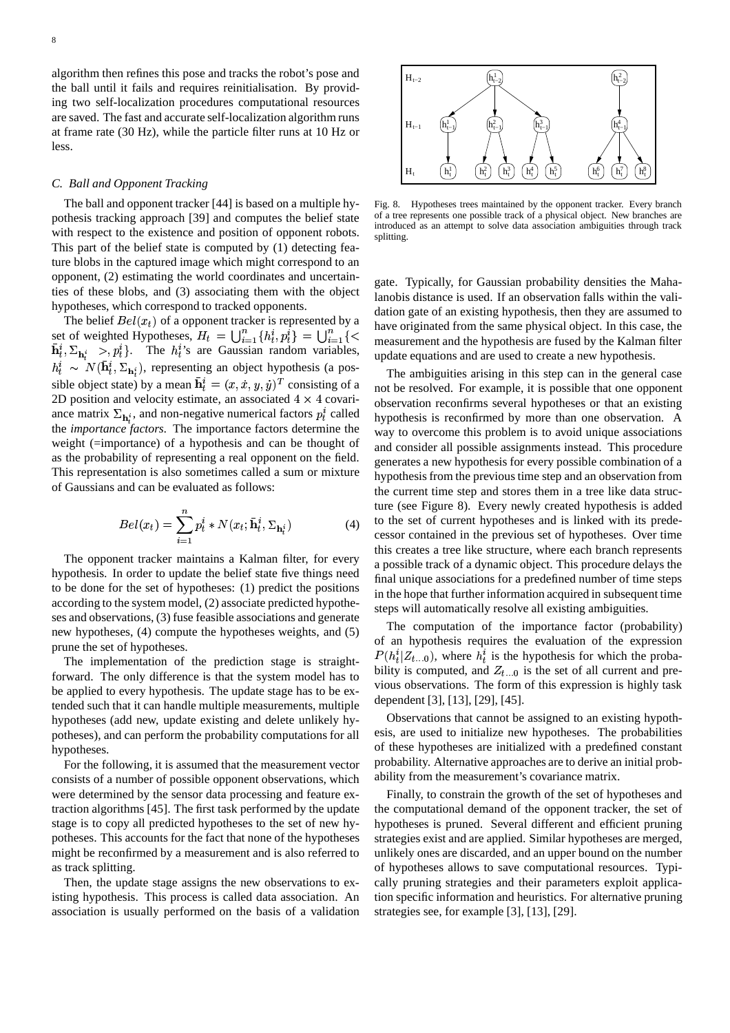algorithm then refines this pose and tracks the robot's pose and the ball until it fails and requires reinitialisation. By providing two self-localization procedures computational resources are saved. The fast and accurate self-localization algorithm runs at frame rate (30 Hz), while the particle filter runs at 10 Hz or less.

### C. Ball and Opponent Tracking

The ball and opponent tracker [44] is based on a multiple hypothesis tracking approach [39] and computes the belief state with respect to the existence and position of opponent robots. This part of the belief state is computed by (1) detecting feature blobs in the captured image which might correspond to an opponent, (2) estimating the world coordinates and uncertainties of these blobs, and (3) associating them with the object hypotheses, which correspond to tracked opponents.

The belief $Bel(x_t)$ of a opponent tracker is represented by a set of weighted Hypotheses, $H_t = \bigcup_{i=1}^{n}\{h_t^i, p_t^i\} = \bigcup_{i=1}^{n}\{<\bar{\mathbf{h}}_t^i, \Sigma_{\mathbf{h}_t^i}>, p_t^i\}$. The $h_t^i$'s are Gaussian random variables, $h_t^i \sim N(\bar{\mathbf{h}}_t^i, \Sigma_{\mathbf{h}_t^i})$, representing an object hypothesis (a possible object state) by a mean $\bar{\mathbf{h}}_t^i = (x, \dot{x}, y, \dot{y})^T$ consisting of a 2D position and velocity estimate, an associated $4 \times 4$ covariance matrix $\Sigma_{\mathbf{h}_t^i}$, and non-negative numerical factors $p_t^i$ called the *importance factors*. The importance factors determine the weight (=importance) of a hypothesis and can be thought of as the probability of representing a real opponent on the field. This representation is also sometimes called a sum or mixture of Gaussians and can be evaluated as follows:

$$Bel(x_t) = \sum_{i=1}^{n} p_t^i * N(x_t; \bar{\mathbf{h}}_t^i, \Sigma_{\mathbf{h}_t^i}) \tag{4}$$

The opponent tracker maintains a Kalman filter, for every hypothesis. In order to update the belief state five things need to be done for the set of hypotheses: (1) predict the positions according to the system model, (2) associate predicted hypotheses and observations, (3) fuse feasible associations and generate new hypotheses, (4) compute the hypotheses weights, and (5) prune the set of hypotheses.

The implementation of the prediction stage is straightforward. The only difference is that the system model has to be applied to every hypothesis. The update stage has to be extended such that it can handle multiple measurements, multiple hypotheses (add new, update existing and delete unlikely hypotheses), and can perform the probability computations for all hypotheses.

For the following, it is assumed that the measurement vector consists of a number of possible opponent observations, which were determined by the sensor data processing and feature extraction algorithms [45]. The first task performed by the update stage is to copy all predicted hypotheses to the set of new hypotheses. This accounts for the fact that none of the hypotheses might be reconfirmed by a measurement and is also referred to as track splitting.

Then, the update stage assigns the new observations to existing hypothesis. This process is called data association. An association is usually performed on the basis of a validation gate. Typically, for Gaussian probability densities the Mahalanobis distance is used. If an observation falls within the validation gate of an existing hypothesis, then they are assumed to have originated from the same physical object. In this case, the measurement and the hypothesis are fused by the Kalman filter update equations and are used to create a new hypothesis.

The ambiguities arising in this step can in the general case not be resolved. For example, it is possible that one opponent observation reconfirms several hypotheses or that an existing hypothesis is reconfirmed by more than one observation. A way to overcome this problem is to avoid unique associations and consider all possible assignments instead. This procedure generates a new hypothesis for every possible combination of a hypothesis from the previous time step and an observation from the current time step and stores them in a tree like data structure (see Figure 8). Every newly created hypothesis is added to the set of current hypotheses and is linked with its predecessor contained in the previous set of hypotheses. Over time this creates a tree like structure, where each branch represents a possible track of a dynamic object. This procedure delays the final unique associations for a predefined number of time steps in the hope that further information acquired in subsequent time steps will automatically resolve all existing ambiguities.

Fig. 8. Hypotheses trees maintained by the opponent tracker. Every branch of a tree represents one possible track of a physical object. New branches are introduced as an attempt to solve data association ambiguities through track splitting.

The computation of the importance factor (probability) of an hypothesis requires the evaluation of the expression $P(h_t^i|Z_{t\ldots0})$, where $h_t^i$ is the hypothesis for which the probability is computed, and $Z_{t\ldots0}$ is the set of all current and previous observations. The form of this expression is highly task dependent [3], [13], [29], [45].

Observations that cannot be assigned to an existing hypothesis, are used to initialize new hypotheses. The probabilities of these hypotheses are initialized with a predefined constant probability. Alternative approaches are to derive an initial probability from the measurement's covariance matrix.

Finally, to constrain the growth of the set of hypotheses and the computational demand of the opponent tracker, the set of hypotheses is pruned. Several different and efficient pruning strategies exist and are applied. Similar hypotheses are merged, unlikely ones are discarded, and an upper bound on the number of hypotheses allows to save computational resources. Typically pruning strategies and their parameters exploit application specific information and heuristics. For alternative pruning strategies see, for example [3], [13], [29].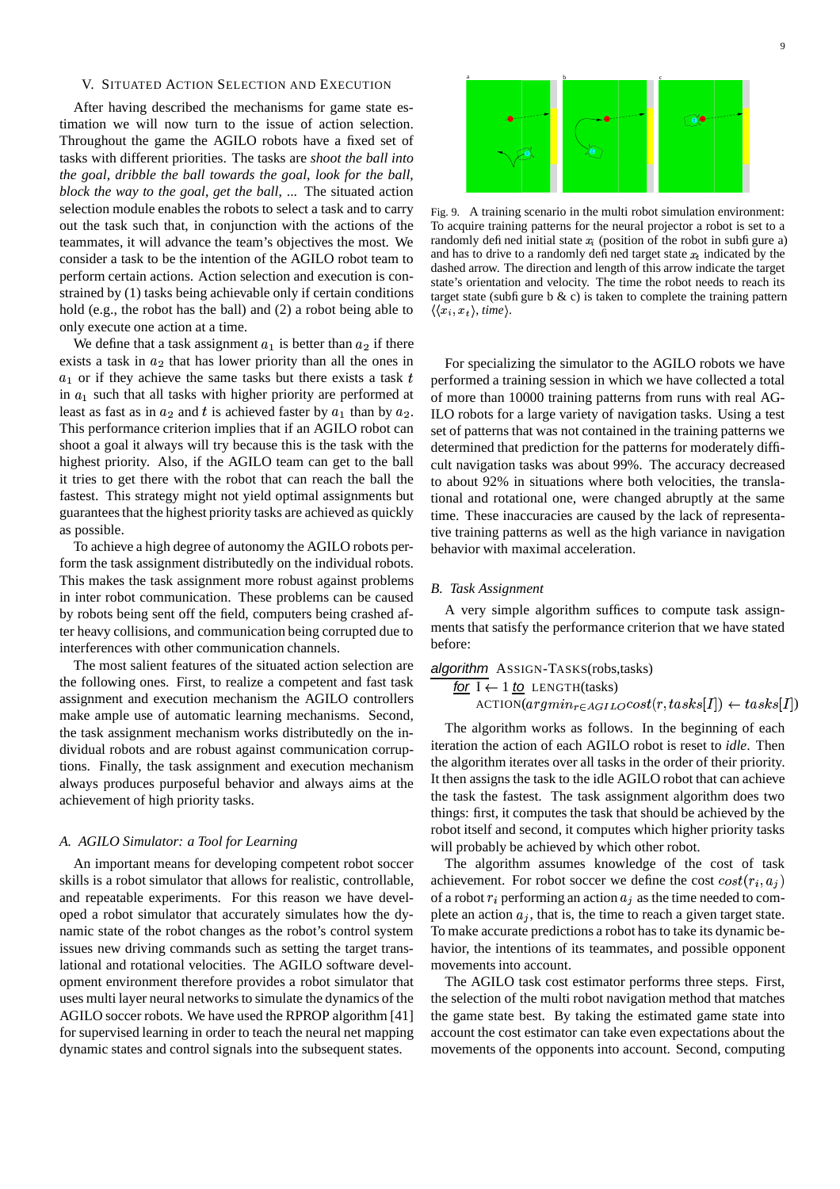## V. SITUATED ACTION SELECTION AND EXECUTION

After having described the mechanisms for game state estimation we will now turn to the issue of action selection. Throughout the game the AGILO robots have a fixed set of tasks with different priorities. The tasks are *shoot the ball into the goal*, *dribble the ball towards the goal*, *look for the ball*, *block the way to the goal*, *get the ball*, ... The situated action selection module enables the robots to select a task and to carry out the task such that, in conjunction with the actions of the teammates, it will advance the team's objectives the most. We consider a task to be the intention of the AGILO robot team to perform certain actions. Action selection and execution is constrained by (1) tasks being achievable only if certain conditions hold (e.g., the robot has the ball) and (2) a robot being able to only execute one action at a time.

We define that a task assignment $a_1$ is better than $a_2$ if there exists a task in $a_2$ that has lower priority than all the ones in $a_1$ or if they achieve the same tasks but there exists a task $t$ in $a_1$ such that all tasks with higher priority are performed at least as fast as in $a_2$ and $t$ is achieved faster by $a_1$ than by $a_2$. This performance criterion implies that if an AGILO robot can shoot a goal it always will try because this is the task with the highest priority. Also, if the AGILO team can get to the ball it tries to get there with the robot that can reach the ball the fastest. This strategy might not yield optimal assignments but guarantees that the highest priority tasks are achieved as quickly as possible.

To achieve a high degree of autonomy the AGILO robots perform the task assignment distributedly on the individual robots. This makes the task assignment more robust against problems in inter robot communication. These problems can be caused by robots being sent off the field, computers being crashed after heavy collisions, and communication being corrupted due to interferences with other communication channels.

The most salient features of the situated action selection are the following ones. First, to realize a competent and fast task assignment and execution mechanism the AGILO controllers make ample use of automatic learning mechanisms. Second, the task assignment mechanism works distributedly on the individual robots and are robust against communication corruptions. Finally, the task assignment and execution mechanism always produces purposeful behavior and always aims at the achievement of high priority tasks.

### A. AGILO Simulator: a Tool for Learning

An important means for developing competent robot soccer skills is a robot simulator that allows for realistic, controllable, and repeatable experiments. For this reason we have developed a robot simulator that accurately simulates how the dynamic state of the robot changes as the robot's control system issues new driving commands such as setting the target translational and rotational velocities. The AGILO software development environment therefore provides a robot simulator that uses multi layer neural networks to simulate the dynamics of the AGILO soccer robots. We have used the RPROP algorithm [41] for supervised learning in order to teach the neural net mapping dynamic states and control signals into the subsequent states.

a b c

Fig. 9. A training scenario in the multi robot simulation environment: To acquire training patterns for the neural projector a robot is set to a randomly defined initial state $x_i$ (position of the robot in subfigure a) and has to drive to a randomly defined target state $x_t$ indicated by the dashed arrow. The direction and length of this arrow indicate the target state's orientation and velocity. The time the robot needs to reach its target state (subfigure b & c) is taken to complete the training pattern $\langle\langle x_i, x_t\rangle, time\rangle$.

For specializing the simulator to the AGILO robots we have performed a training session in which we have collected a total of more than 10000 training patterns from runs with real AGILO robots for a large variety of navigation tasks. Using a test set of patterns that was not contained in the training patterns we determined that prediction for the patterns for moderately difficult navigation tasks was about 99%. The accuracy decreased to about 92% in situations where both velocities, the translational and rotational one, were changed abruptly at the same time. These inaccuracies are caused by the lack of representative training patterns as well as the high variance in navigation behavior with maximal acceleration.

### B. Task Assignment

A very simple algorithm suffices to compute task assignments that satisfy the performance criterion that we have stated before:

```
algorithm ASSIGN-TASKS(robs,tasks)
  for I ← 1 to LENGTH(tasks)
    ACTION(argmin_{r∈AGILO} cost(r, tasks[I]) ← tasks[I])
```

The algorithm works as follows. In the beginning of each iteration the action of each AGILO robot is reset to *idle*. Then the algorithm iterates over all tasks in the order of their priority. It then assigns the task to the idle AGILO robot that can achieve the task the fastest. The task assignment algorithm does two things: first, it computes the task that should be achieved by the robot itself and second, it computes which higher priority tasks will probably be achieved by which other robot.

The algorithm assumes knowledge of the cost of task achievement. For robot soccer we define the cost $cost(r_i, a_j)$ of a robot $r_i$ performing an action $a_j$ as the time needed to complete an action $a_j$, that is, the time to reach a given target state. To make accurate predictions a robot has to take its dynamic behavior, the intentions of its teammates, and possible opponent movements into account.

The AGILO task cost estimator performs three steps. First, the selection of the multi robot navigation method that matches the game state best. By taking the estimated game state into account the cost estimator can take even expectations about the movements of the opponents into account. Second, computing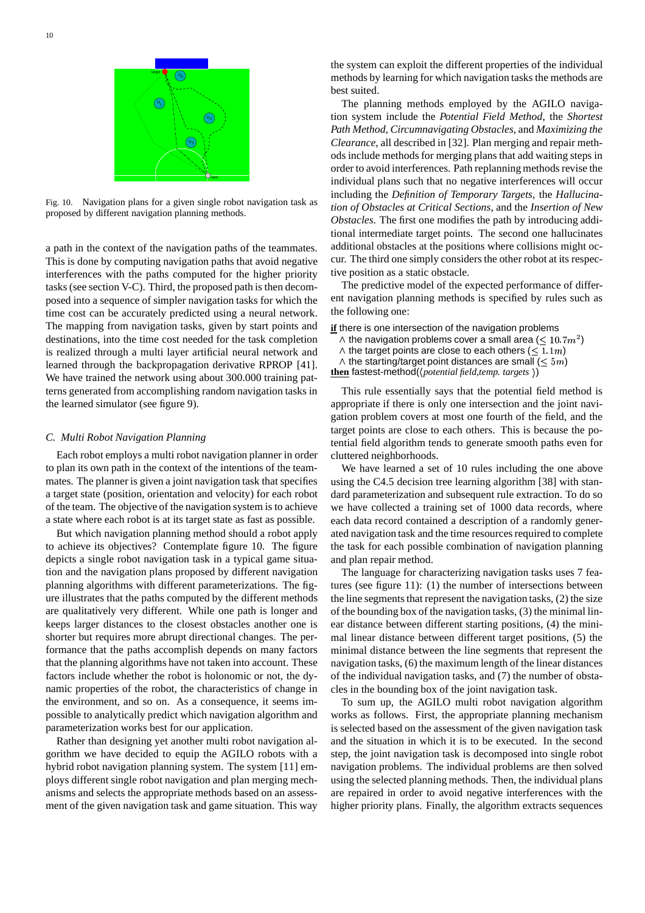target

$o_4$

$o_1$

$o_2$

$o_3$

start

Fig. 10. Navigation plans for a given single robot navigation task as proposed by different navigation planning methods.

a path in the context of the navigation paths of the teammates. This is done by computing navigation paths that avoid negative interferences with the paths computed for the higher priority tasks (see section V-C). Third, the proposed path is then decomposed into a sequence of simpler navigation tasks for which the time cost can be accurately predicted using a neural network. The mapping from navigation tasks, given by start points and destinations, into the time cost needed for the task completion is realized through a multi layer artificial neural network and learned through the backpropagation derivative RPROP [41]. We have trained the network using about 300.000 training patterns generated from accomplishing random navigation tasks in the learned simulator (see figure 9).

### C. Multi Robot Navigation Planning

Each robot employs a multi robot navigation planner in order to plan its own path in the context of the intentions of the teammates. The planner is given a joint navigation task that specifies a target state (position, orientation and velocity) for each robot of the team. The objective of the navigation system is to achieve a state where each robot is at its target state as fast as possible.

But which navigation planning method should a robot apply to achieve its objectives? Contemplate figure 10. The figure depicts a single robot navigation task in a typical game situation and the navigation plans proposed by different navigation planning algorithms with different parameterizations. The figure illustrates that the paths computed by the different methods are qualitatively very different. While one path is longer and keeps larger distances to the closest obstacles another one is shorter but requires more abrupt directional changes. The performance that the paths accomplish depends on many factors that the planning algorithms have not taken into account. These factors include whether the robot is holonomic or not, the dynamic properties of the robot, the characteristics of change in the environment, and so on. As a consequence, it seems impossible to analytically predict which navigation algorithm and parameterization works best for our application.

Rather than designing yet another multi robot navigation algorithm we have decided to equip the AGILO robots with a hybrid robot navigation planning system. The system [11] employs different single robot navigation and plan merging mechanisms and selects the appropriate methods based on an assessment of the given navigation task and game situation. This way the system can exploit the different properties of the individual methods by learning for which navigation tasks the methods are best suited.

The planning methods employed by the AGILO navigation system include the *Potential Field Method*, the *Shortest Path Method*, *Circumnavigating Obstacles*, and *Maximizing the Clearance*, all described in [32]. Plan merging and repair methods include methods for merging plans that add waiting steps in order to avoid interferences. Path replanning methods revise the individual plans such that no negative interferences will occur including the *Definition of Temporary Targets*, the *Hallucination of Obstacles at Critical Sections*, and the *Insertion of New Obstacles*. The first one modifies the path by introducing additional intermediate target points. The second one hallucinates additional obstacles at the positions where collisions might occur. The third one simply considers the other robot at its respective position as a static obstacle.

The predictive model of the expected performance of different navigation planning methods is specified by rules such as the following one:

**if** there is one intersection of the navigation problems
$\wedge$ the navigation problems cover a small area ($\leq 10.7m^2$)
$\wedge$ the target points are close to each others ($\leq 1.1m$)
$\wedge$ the starting/target point distances are small ($\leq 5m$)
**then** fastest-method($\langle$*potential field*,*temp. targets* $\rangle$)

This rule essentially says that the potential field method is appropriate if there is only one intersection and the joint navigation problem covers at most one fourth of the field, and the target points are close to each others. This is because the potential field algorithm tends to generate smooth paths even for cluttered neighborhoods.

We have learned a set of 10 rules including the one above using the C4.5 decision tree learning algorithm [38] with standard parameterization and subsequent rule extraction. To do so we have collected a training set of 1000 data records, where each data record contained a description of a randomly generated navigation task and the time resources required to complete the task for each possible combination of navigation planning and plan repair method.

The language for characterizing navigation tasks uses 7 features (see figure 11): (1) the number of intersections between the line segments that represent the navigation tasks, (2) the size of the bounding box of the navigation tasks, (3) the minimal linear distance between different starting positions, (4) the minimal linear distance between different target positions, (5) the minimal distance between the line segments that represent the navigation tasks, (6) the maximum length of the linear distances of the individual navigation tasks, and (7) the number of obstacles in the bounding box of the joint navigation task.

To sum up, the AGILO multi robot navigation algorithm works as follows. First, the appropriate planning mechanism is selected based on the assessment of the given navigation task and the situation in which it is to be executed. In the second step, the joint navigation task is decomposed into single robot navigation problems. The individual problems are then solved using the selected planning methods. Then, the individual plans are repaired in order to avoid negative interferences with the higher priority plans. Finally, the algorithm extracts sequences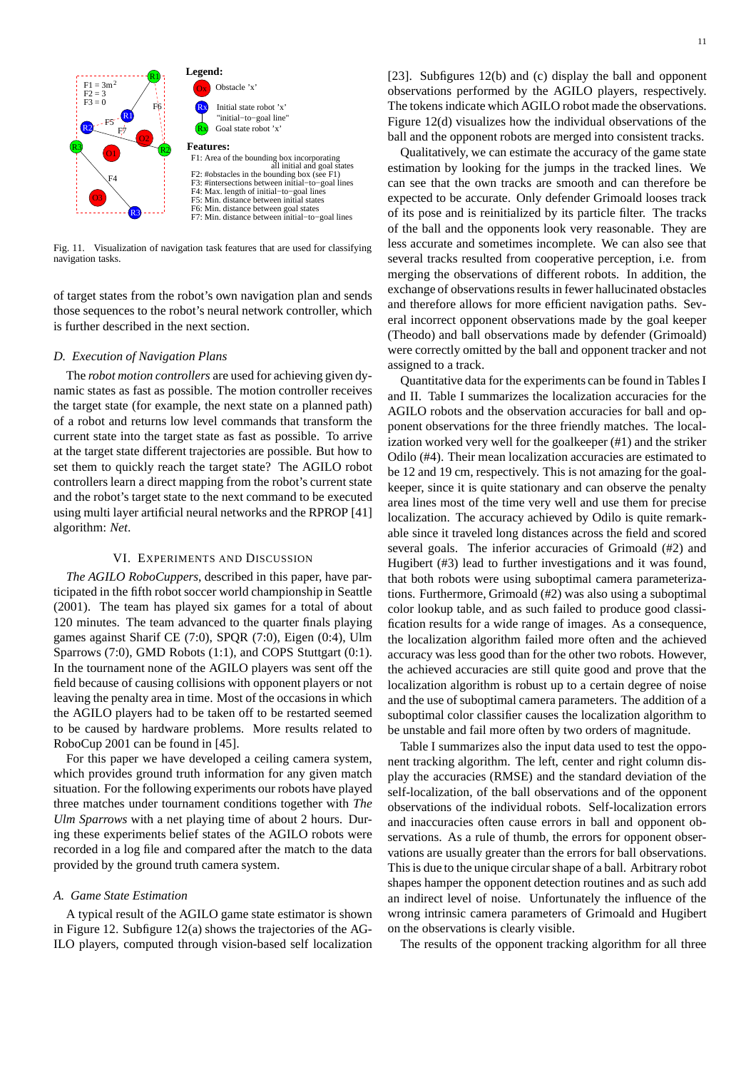Fig. 11. Visualization of navigation task features that are used for classifying navigation tasks.

of target states from the robot's own navigation plan and sends those sequences to the robot's neural network controller, which is further described in the next section.

### D. Execution of Navigation Plans

The *robot motion controllers* are used for achieving given dynamic states as fast as possible. The motion controller receives the target state (for example, the next state on a planned path) of a robot and returns low level commands that transform the current state into the target state as fast as possible. To arrive at the target state different trajectories are possible. But how to set them to quickly reach the target state? The AGILO robot controllers learn a direct mapping from the robot's current state and the robot's target state to the next command to be executed using multi layer artificial neural networks and the RPROP [41] algorithm: *Net*.

## VI. Experiments and Discussion

*The AGILO RoboCuppers*, described in this paper, have participated in the fifth robot soccer world championship in Seattle (2001). The team has played six games for a total of about 120 minutes. The team advanced to the quarter finals playing games against Sharif CE (7:0), SPQR (7:0), Eigen (0:4), Ulm Sparrows (7:0), GMD Robots (1:1), and COPS Stuttgart (0:1). In the tournament none of the AGILO players was sent off the field because of causing collisions with opponent players or not leaving the penalty area in time. Most of the occasions in which the AGILO players had to be taken off to be restarted seemed to be caused by hardware problems. More results related to RoboCup 2001 can be found in [45].

For this paper we have developed a ceiling camera system, which provides ground truth information for any given match situation. For the following experiments our robots have played three matches under tournament conditions together with *The Ulm Sparrows* with a net playing time of about 2 hours. During these experiments belief states of the AGILO robots were recorded in a log file and compared after the match to the data provided by the ground truth camera system.

### A. Game State Estimation

A typical result of the AGILO game state estimator is shown in Figure 12. Subfigure 12(a) shows the trajectories of the AGILO players, computed through vision-based self localization [23]. Subfigures 12(b) and (c) display the ball and opponent observations performed by the AGILO players, respectively. The tokens indicate which AGILO robot made the observations. Figure 12(d) visualizes how the individual observations of the ball and the opponent robots are merged into consistent tracks.

Qualitatively, we can estimate the accuracy of the game state estimation by looking for the jumps in the tracked lines. We can see that the own tracks are smooth and can therefore be expected to be accurate. Only defender Grimoald looses track of its pose and is reinitialized by its particle filter. The tracks of the ball and the opponents look very reasonable. They are less accurate and sometimes incomplete. We can also see that several tracks resulted from cooperative perception, i.e. from merging the observations of different robots. In addition, the exchange of observations results in fewer hallucinated obstacles and therefore allows for more efficient navigation paths. Several incorrect opponent observations made by the goal keeper (Theodo) and ball observations made by defender (Grimoald) were correctly omitted by the ball and opponent tracker and not assigned to a track.

Quantitative data for the experiments can be found in Tables I and II. Table I summarizes the localization accuracies for the AGILO robots and the observation accuracies for ball and opponent observations for the three friendly matches. The localization worked very well for the goalkeeper (#1) and the striker Odilo (#4). Their mean localization accuracies are estimated to be 12 and 19 cm, respectively. This is not amazing for the goalkeeper, since it is quite stationary and can observe the penalty area lines most of the time very well and use them for precise localization. The accuracy achieved by Odilo is quite remarkable since it traveled long distances across the field and scored several goals. The inferior accuracies of Grimoald (#2) and Hugibert (#3) lead to further investigations and it was found, that both robots were using suboptimal camera parameterizations. Furthermore, Grimoald (#2) was also using a suboptimal color lookup table, and as such failed to produce good classification results for a wide range of images. As a consequence, the localization algorithm failed more often and the achieved accuracy was less good than for the other two robots. However, the achieved accuracies are still quite good and prove that the localization algorithm is robust up to a certain degree of noise and the use of suboptimal camera parameters. The addition of a suboptimal color classifier causes the localization algorithm to be unstable and fail more often by two orders of magnitude.

Table I summarizes also the input data used to test the opponent tracking algorithm. The left, center and right column display the accuracies (RMSE) and the standard deviation of the self-localization, of the ball observations and of the opponent observations of the individual robots. Self-localization errors and inaccuracies often cause errors in ball and opponent observations. As a rule of thumb, the errors for opponent observations are usually greater than the errors for ball observations. This is due to the unique circular shape of a ball. Arbitrary robot shapes hamper the opponent detection routines and as such add an indirect level of noise. Unfortunately the influence of the wrong intrinsic camera parameters of Grimoald and Hugibert on the observations is clearly visible.

The results of the opponent tracking algorithm for all three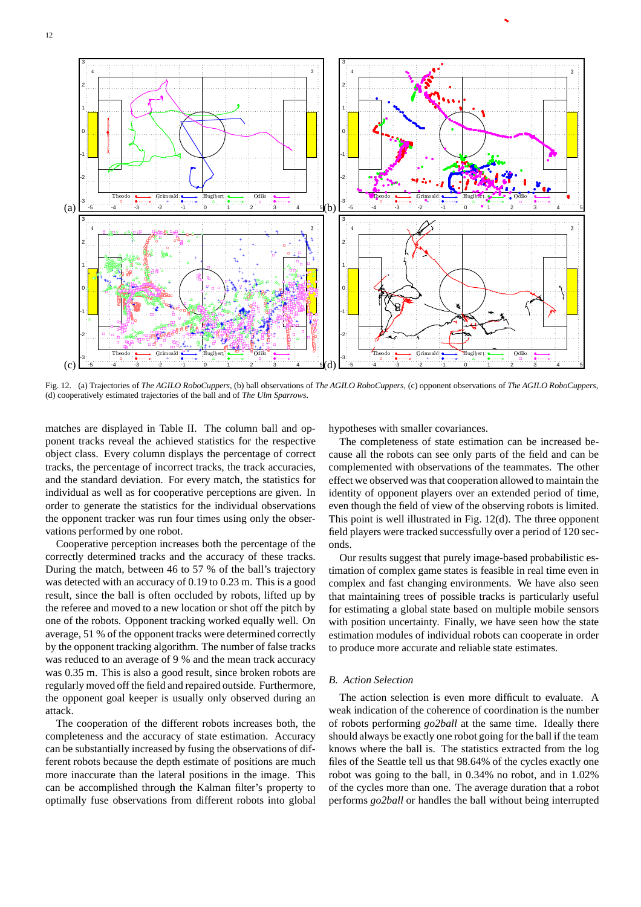(a)

3
4 3
2
1
0
-1
-2
-3
Theodo Grimoald Hugibert Odilo
-5 -4 -3 -2 -1 0 1 2 3 4 5

(b)

3
4 3
2
1
0
-1
-2
-3
Theodo Grimoald Hugibert Odilo
-5 -4 -3 -2 -1 0 1 2 3 4 5

(c)

3
4 3
2
1
0
-1
-2
-3
Theodo Grimoald Hugibert Odilo
-5 -4 -3 -2 -1 0 1 2 3 4 5

(d)

3
4 3
2
1
0
-1
-2
-3
Theodo Grimoald Hugibert Odilo
-5 -4 -3 -2 -1 0 1 2 3 4 5

Fig. 12. (a) Trajectories of *The AGILO RoboCuppers*, (b) ball observations of *The AGILO RoboCuppers*, (c) opponent observations of *The AGILO RoboCuppers*, (d) cooperatively estimated trajectories of the ball and of *The Ulm Sparrows*.

matches are displayed in Table II. The column ball and opponent tracks reveal the achieved statistics for the respective object class. Every column displays the percentage of correct tracks, the percentage of incorrect tracks, the track accuracies, and the standard deviation. For every match, the statistics for individual as well as for cooperative perceptions are given. In order to generate the statistics for the individual observations the opponent tracker was run four times using only the observations performed by one robot.

Cooperative perception increases both the percentage of the correctly determined tracks and the accuracy of these tracks. During the match, between 46 to 57 % of the ball's trajectory was detected with an accuracy of 0.19 to 0.23 m. This is a good result, since the ball is often occluded by robots, lifted up by the referee and moved to a new location or shot off the pitch by one of the robots. Opponent tracking worked equally well. On average, 51 % of the opponent tracks were determined correctly by the opponent tracking algorithm. The number of false tracks was reduced to an average of 9 % and the mean track accuracy was 0.35 m. This is also a good result, since broken robots are regularly moved off the field and repaired outside. Furthermore, the opponent goal keeper is usually only observed during an attack.

The cooperation of the different robots increases both, the completeness and the accuracy of state estimation. Accuracy can be substantially increased by fusing the observations of different robots because the depth estimate of positions are much more inaccurate than the lateral positions in the image. This can be accomplished through the Kalman filter's property to optimally fuse observations from different robots into global hypotheses with smaller covariances.

The completeness of state estimation can be increased because all the robots can see only parts of the field and can be complemented with observations of the teammates. The other effect we observed was that cooperation allowed to maintain the identity of opponent players over an extended period of time, even though the field of view of the observing robots is limited. This point is well illustrated in Fig. 12(d). The three opponent field players were tracked successfully over a period of 120 seconds.

Our results suggest that purely image-based probabilistic estimation of complex game states is feasible in real time even in complex and fast changing environments. We have also seen that maintaining trees of possible tracks is particularly useful for estimating a global state based on multiple mobile sensors with position uncertainty. Finally, we have seen how the state estimation modules of individual robots can cooperate in order to produce more accurate and reliable state estimates.

### *B. Action Selection*

The action selection is even more difficult to evaluate. A weak indication of the coherence of coordination is the number of robots performing *go2ball* at the same time. Ideally there should always be exactly one robot going for the ball if the team knows where the ball is. The statistics extracted from the log files of the Seattle tell us that 98.64% of the cycles exactly one robot was going to the ball, in 0.34% no robot, and in 1.02% of the cycles more than one. The average duration that a robot performs *go2ball* or handles the ball without being interrupted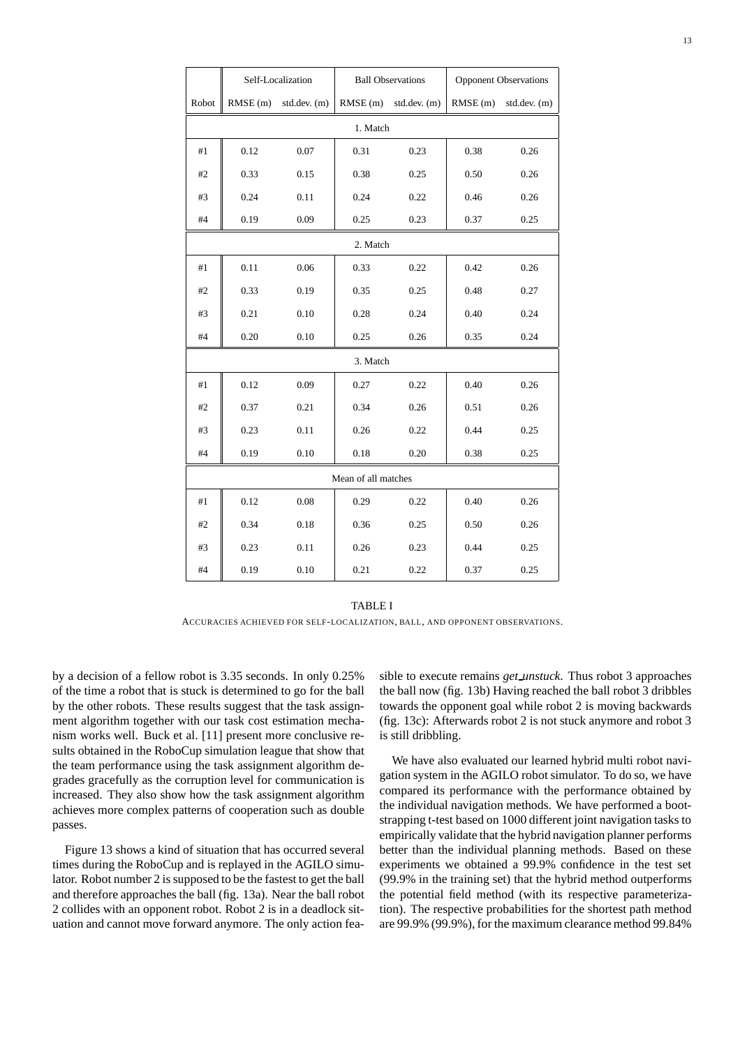| | Self-Localization | | Ball Observations | | Opponent Observations | |
|---|---|---|---|---|---|---|
| Robot | RMSE (m) | std.dev. (m) | RMSE (m) | std.dev. (m) | RMSE (m) | std.dev. (m) |
| **1. Match** | | | | | | |
| #1 | 0.12 | 0.07 | 0.31 | 0.23 | 0.38 | 0.26 |
| #2 | 0.33 | 0.15 | 0.38 | 0.25 | 0.50 | 0.26 |
| #3 | 0.24 | 0.11 | 0.24 | 0.22 | 0.46 | 0.26 |
| #4 | 0.19 | 0.09 | 0.25 | 0.23 | 0.37 | 0.25 |
| **2. Match** | | | | | | |
| #1 | 0.11 | 0.06 | 0.33 | 0.22 | 0.42 | 0.26 |
| #2 | 0.33 | 0.19 | 0.35 | 0.25 | 0.48 | 0.27 |
| #3 | 0.21 | 0.10 | 0.28 | 0.24 | 0.40 | 0.24 |
| #4 | 0.20 | 0.10 | 0.25 | 0.26 | 0.35 | 0.24 |
| **3. Match** | | | | | | |
| #1 | 0.12 | 0.09 | 0.27 | 0.22 | 0.40 | 0.26 |
| #2 | 0.37 | 0.21 | 0.34 | 0.26 | 0.51 | 0.26 |
| #3 | 0.23 | 0.11 | 0.26 | 0.22 | 0.44 | 0.25 |
| #4 | 0.19 | 0.10 | 0.18 | 0.20 | 0.38 | 0.25 |
| **Mean of all matches** | | | | | | |
| #1 | 0.12 | 0.08 | 0.29 | 0.22 | 0.40 | 0.26 |
| #2 | 0.34 | 0.18 | 0.36 | 0.25 | 0.50 | 0.26 |
| #3 | 0.23 | 0.11 | 0.26 | 0.23 | 0.44 | 0.25 |
| #4 | 0.19 | 0.10 | 0.21 | 0.22 | 0.37 | 0.25 |

TABLE I

ACCURACIES ACHIEVED FOR SELF-LOCALIZATION, BALL, AND OPPONENT OBSERVATIONS.

by a decision of a fellow robot is 3.35 seconds. In only 0.25% of the time a robot that is stuck is determined to go for the ball by the other robots. These results suggest that the task assignment algorithm together with our task cost estimation mechanism works well. Buck et al. [11] present more conclusive results obtained in the RoboCup simulation league that show that the team performance using the task assignment algorithm degrades gracefully as the corruption level for communication is increased. They also show how the task assignment algorithm achieves more complex patterns of cooperation such as double passes.

Figure 13 shows a kind of situation that has occurred several times during the RoboCup and is replayed in the AGILO simulator. Robot number 2 is supposed to be the fastest to get the ball and therefore approaches the ball (fig. 13a). Near the ball robot 2 collides with an opponent robot. Robot 2 is in a deadlock situation and cannot move forward anymore. The only action feasible to execute remains *get_unstuck*. Thus robot 3 approaches the ball now (fig. 13b) Having reached the ball robot 3 dribbles towards the opponent goal while robot 2 is moving backwards (fig. 13c): Afterwards robot 2 is not stuck anymore and robot 3 is still dribbling.

We have also evaluated our learned hybrid multi robot navigation system in the AGILO robot simulator. To do so, we have compared its performance with the performance obtained by the individual navigation methods. We have performed a bootstrapping t-test based on 1000 different joint navigation tasks to empirically validate that the hybrid navigation planner performs better than the individual planning methods. Based on these experiments we obtained a 99.9% confidence in the test set (99.9% in the training set) that the hybrid method outperforms the potential field method (with its respective parameterization). The respective probabilities for the shortest path method are 99.9% (99.9%), for the maximum clearance method 99.84%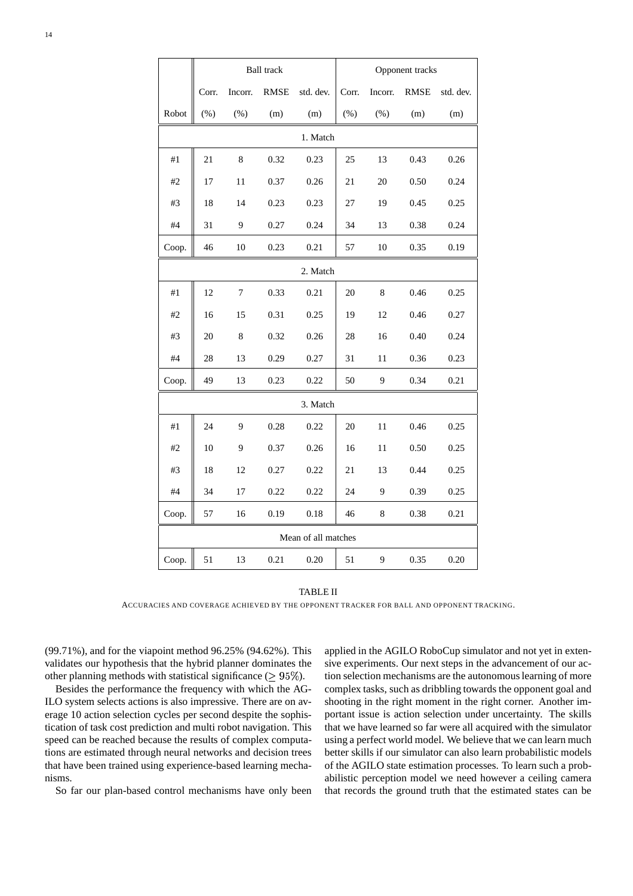| | Ball track | | | | Opponent tracks | | | |
|---|---|---|---|---|---|---|---|---|
| | Corr. | Incorr. | RMSE | std. dev. | Corr. | Incorr. | RMSE | std. dev. |
| Robot | (%) | (%) | (m) | (m) | (%) | (%) | (m) | (m) |
| 1. Match | | | | | | | | |
| #1 | 21 | 8 | 0.32 | 0.23 | 25 | 13 | 0.43 | 0.26 |
| #2 | 17 | 11 | 0.37 | 0.26 | 21 | 20 | 0.50 | 0.24 |
| #3 | 18 | 14 | 0.23 | 0.23 | 27 | 19 | 0.45 | 0.25 |
| #4 | 31 | 9 | 0.27 | 0.24 | 34 | 13 | 0.38 | 0.24 |
| Coop. | 46 | 10 | 0.23 | 0.21 | 57 | 10 | 0.35 | 0.19 |
| 2. Match | | | | | | | | |
| #1 | 12 | 7 | 0.33 | 0.21 | 20 | 8 | 0.46 | 0.25 |
| #2 | 16 | 15 | 0.31 | 0.25 | 19 | 12 | 0.46 | 0.27 |
| #3 | 20 | 8 | 0.32 | 0.26 | 28 | 16 | 0.40 | 0.24 |
| #4 | 28 | 13 | 0.29 | 0.27 | 31 | 11 | 0.36 | 0.23 |
| Coop. | 49 | 13 | 0.23 | 0.22 | 50 | 9 | 0.34 | 0.21 |
| 3. Match | | | | | | | | |
| #1 | 24 | 9 | 0.28 | 0.22 | 20 | 11 | 0.46 | 0.25 |
| #2 | 10 | 9 | 0.37 | 0.26 | 16 | 11 | 0.50 | 0.25 |
| #3 | 18 | 12 | 0.27 | 0.22 | 21 | 13 | 0.44 | 0.25 |
| #4 | 34 | 17 | 0.22 | 0.22 | 24 | 9 | 0.39 | 0.25 |
| Coop. | 57 | 16 | 0.19 | 0.18 | 46 | 8 | 0.38 | 0.21 |
| Mean of all matches | | | | | | | | |
| Coop. | 51 | 13 | 0.21 | 0.20 | 51 | 9 | 0.35 | 0.20 |

TABLE II

ACCURACIES AND COVERAGE ACHIEVED BY THE OPPONENT TRACKER FOR BALL AND OPPONENT TRACKING.

(99.71%), and for the viapoint method 96.25% (94.62%). This validates our hypothesis that the hybrid planner dominates the other planning methods with statistical significance ($\geq 95\%$).

Besides the performance the frequency with which the AGILO system selects actions is also impressive. There are on average 10 action selection cycles per second despite the sophistication of task cost prediction and multi robot navigation. This speed can be reached because the results of complex computations are estimated through neural networks and decision trees that have been trained using experience-based learning mechanisms.

So far our plan-based control mechanisms have only been applied in the AGILO RoboCup simulator and not yet in extensive experiments. Our next steps in the advancement of our action selection mechanisms are the autonomous learning of more complex tasks, such as dribbling towards the opponent goal and shooting in the right moment in the right corner. Another important issue is action selection under uncertainty. The skills that we have learned so far were all acquired with the simulator using a perfect world model. We believe that we can learn much better skills if our simulator can also learn probabilistic models of the AGILO state estimation processes. To learn such a probabilistic perception model we need however a ceiling camera that records the ground truth that the estimated states can be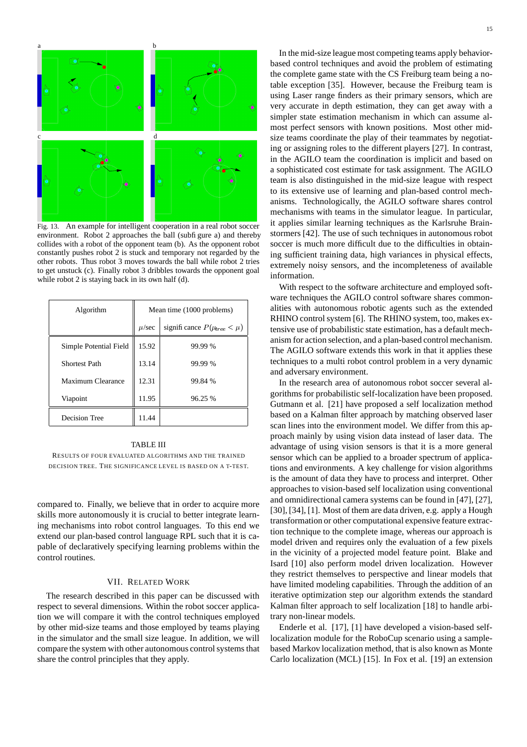Fig. 13. An example for intelligent cooperation in a real robot soccer environment. Robot 2 approaches the ball (subfigure a) and thereby collides with a robot of the opponent team (b). As the opponent robot constantly pushes robot 2 is stuck and temporary not regarded by the other robots. Thus robot 3 moves towards the ball while robot 2 tries to get unstuck (c). Finally robot 3 dribbles towards the opponent goal while robot 2 is staying back in its own half (d).

| Algorithm | Mean time (1000 problems) | |
|---|---|---|
| | $\mu$/sec | significance $P(\mu_{tree} < \mu)$ |
| Simple Potential Field | 15.92 | 99.99 % |
| Shortest Path | 13.14 | 99.99 % |
| Maximum Clearance | 12.31 | 99.84 % |
| Viapoint | 11.95 | 96.25 % |
| Decision Tree | 11.44 | |

TABLE III

RESULTS OF FOUR EVALUATED ALGORITHMS AND THE TRAINED DECISION TREE. THE SIGNIFICANCE LEVEL IS BASED ON A T-TEST.

compared to. Finally, we believe that in order to acquire more skills more autonomously it is crucial to better integrate learning mechanisms into robot control languages. To this end we extend our plan-based control language RPL such that it is capable of declaratively specifying learning problems within the control routines.

## VII. Related Work

The research described in this paper can be discussed with respect to several dimensions. Within the robot soccer application we will compare it with the control techniques employed by other mid-size teams and those employed by teams playing in the simulator and the small size league. In addition, we will compare the system with other autonomous control systems that share the control principles that they apply.

In the mid-size league most competing teams apply behavior-based control techniques and avoid the problem of estimating the complete game state with the CS Freiburg team being a notable exception [35]. However, because the Freiburg team is using Laser range finders as their primary sensors, which are very accurate in depth estimation, they can get away with a simpler state estimation mechanism in which can assume almost perfect sensors with known positions. Most other mid-size teams coordinate the play of their teammates by negotiating or assigning roles to the different players [27]. In contrast, in the AGILO team the coordination is implicit and based on a sophisticated cost estimate for task assignment. The AGILO team is also distinguished in the mid-size league with respect to its extensive use of learning and plan-based control mechanisms. Technologically, the AGILO software shares control mechanisms with teams in the simulator league. In particular, it applies similar learning techniques as the Karlsruhe Brainstormers [42]. The use of such techniques in autonomous robot soccer is much more difficult due to the difficulties in obtaining sufficient training data, high variances in physical effects, extremely noisy sensors, and the incompleteness of available information.

With respect to the software architecture and employed software techniques the AGILO control software shares commonalities with autonomous robotic agents such as the extended RHINO control system [6]. The RHINO system, too, makes extensive use of probabilistic state estimation, has a default mechanism for action selection, and a plan-based control mechanism. The AGILO software extends this work in that it applies these techniques to a multi robot control problem in a very dynamic and adversary environment.

In the research area of autonomous robot soccer several algorithms for probabilistic self-localization have been proposed. Gutmann et al. [21] have proposed a self localization method based on a Kalman filter approach by matching observed laser scan lines into the environment model. We differ from this approach mainly by using vision data instead of laser data. The advantage of using vision sensors is that it is a more general sensor which can be applied to a broader spectrum of applications and environments. A key challenge for vision algorithms is the amount of data they have to process and interpret. Other approaches to vision-based self localization using conventional and omnidirectional camera systems can be found in [47], [27], [30], [34], [1]. Most of them are data driven, e.g. apply a Hough transformation or other computational expensive feature extraction technique to the complete image, whereas our approach is model driven and requires only the evaluation of a few pixels in the vicinity of a projected model feature point. Blake and Isard [10] also perform model driven localization. However they restrict themselves to perspective and linear models that have limited modeling capabilities. Through the addition of an iterative optimization step our algorithm extends the standard Kalman filter approach to self localization [18] to handle arbitrary non-linear models.

Enderle et al. [17], [1] have developed a vision-based self-localization module for the RoboCup scenario using a sample-based Markov localization method, that is also known as Monte Carlo localization (MCL) [15]. In Fox et al. [19] an extension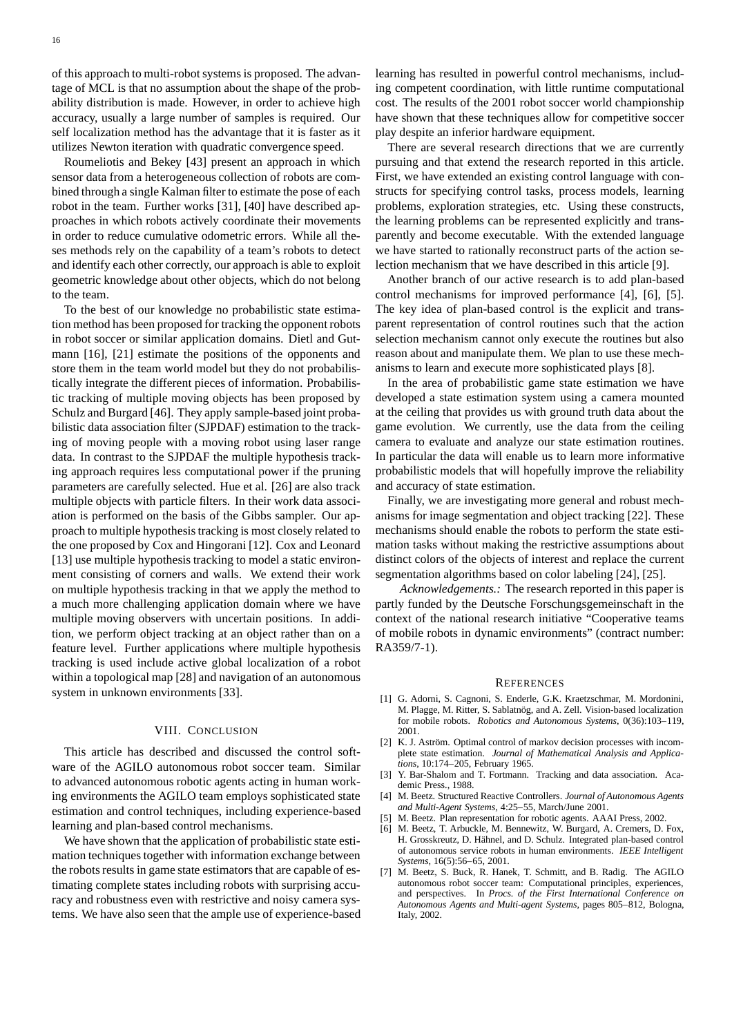of this approach to multi-robot systems is proposed. The advantage of MCL is that no assumption about the shape of the probability distribution is made. However, in order to achieve high accuracy, usually a large number of samples is required. Our self localization method has the advantage that it is faster as it utilizes Newton iteration with quadratic convergence speed.

Roumeliotis and Bekey [43] present an approach in which sensor data from a heterogeneous collection of robots are combined through a single Kalman filter to estimate the pose of each robot in the team. Further works [31], [40] have described approaches in which robots actively coordinate their movements in order to reduce cumulative odometric errors. While all theses methods rely on the capability of a team's robots to detect and identify each other correctly, our approach is able to exploit geometric knowledge about other objects, which do not belong to the team.

To the best of our knowledge no probabilistic state estimation method has been proposed for tracking the opponent robots in robot soccer or similar application domains. Dietl and Gutmann [16], [21] estimate the positions of the opponents and store them in the team world model but they do not probabilistically integrate the different pieces of information. Probabilistic tracking of multiple moving objects has been proposed by Schulz and Burgard [46]. They apply sample-based joint probabilistic data association filter (SJPDAF) estimation to the tracking of moving people with a moving robot using laser range data. In contrast to the SJPDAF the multiple hypothesis tracking approach requires less computational power if the pruning parameters are carefully selected. Hue et al. [26] are also track multiple objects with particle filters. In their work data association is performed on the basis of the Gibbs sampler. Our approach to multiple hypothesis tracking is most closely related to the one proposed by Cox and Hingorani [12]. Cox and Leonard [13] use multiple hypothesis tracking to model a static environment consisting of corners and walls. We extend their work on multiple hypothesis tracking in that we apply the method to a much more challenging application domain where we have multiple moving observers with uncertain positions. In addition, we perform object tracking at an object rather than on a feature level. Further applications where multiple hypothesis tracking is used include active global localization of a robot within a topological map [28] and navigation of an autonomous system in unknown environments [33].

## VIII. Conclusion

This article has described and discussed the control software of the AGILO autonomous robot soccer team. Similar to advanced autonomous robotic agents acting in human working environments the AGILO team employs sophisticated state estimation and control techniques, including experience-based learning and plan-based control mechanisms.

We have shown that the application of probabilistic state estimation techniques together with information exchange between the robots results in game state estimators that are capable of estimating complete states including robots with surprising accuracy and robustness even with restrictive and noisy camera systems. We have also seen that the ample use of experience-based learning has resulted in powerful control mechanisms, including competent coordination, with little runtime computational cost. The results of the 2001 robot soccer world championship have shown that these techniques allow for competitive soccer play despite an inferior hardware equipment.

There are several research directions that we are currently pursuing and that extend the research reported in this article. First, we have extended an existing control language with constructs for specifying control tasks, process models, learning problems, exploration strategies, etc. Using these constructs, the learning problems can be represented explicitly and transparently and become executable. With the extended language we have started to rationally reconstruct parts of the action selection mechanism that we have described in this article [9].

Another branch of our active research is to add plan-based control mechanisms for improved performance [4], [6], [5]. The key idea of plan-based control is the explicit and transparent representation of control routines such that the action selection mechanism cannot only execute the routines but also reason about and manipulate them. We plan to use these mechanisms to learn and execute more sophisticated plays [8].

In the area of probabilistic game state estimation we have developed a state estimation system using a camera mounted at the ceiling that provides us with ground truth data about the game evolution. We currently, use the data from the ceiling camera to evaluate and analyze our state estimation routines. In particular the data will enable us to learn more informative probabilistic models that will hopefully improve the reliability and accuracy of state estimation.

Finally, we are investigating more general and robust mechanisms for image segmentation and object tracking [22]. These mechanisms should enable the robots to perform the state estimation tasks without making the restrictive assumptions about distinct colors of the objects of interest and replace the current segmentation algorithms based on color labeling [24], [25].

*Acknowledgements.:* The research reported in this paper is partly funded by the Deutsche Forschungsgemeinschaft in the context of the national research initiative "Cooperative teams of mobile robots in dynamic environments" (contract number: RA359/7-1).

## References

[1] G. Adorni, S. Cagnoni, S. Enderle, G.K. Kraetzschmar, M. Mordonini, M. Plagge, M. Ritter, S. Sablatnög, and A. Zell. Vision-based localization for mobile robots. *Robotics and Autonomous Systems*, 0(36):103–119, 2001.

[2] K. J. Aström. Optimal control of markov decision processes with incomplete state estimation. *Journal of Mathematical Analysis and Applications*, 10:174–205, February 1965.

[3] Y. Bar-Shalom and T. Fortmann. Tracking and data association. Academic Press., 1988.

[4] M. Beetz. Structured Reactive Controllers. *Journal of Autonomous Agents and Multi-Agent Systems*, 4:25–55, March/June 2001.

[5] M. Beetz. Plan representation for robotic agents. AAAI Press, 2002.

[6] M. Beetz, T. Arbuckle, M. Bennewitz, W. Burgard, A. Cremers, D. Fox, H. Grosskreutz, D. Hähnel, and D. Schulz. Integrated plan-based control of autonomous service robots in human environments. *IEEE Intelligent Systems*, 16(5):56–65, 2001.

[7] M. Beetz, S. Buck, R. Hanek, T. Schmitt, and B. Radig. The AGILO autonomous robot soccer team: Computational principles, experiences, and perspectives. In *Procs. of the First International Conference on Autonomous Agents and Multi-agent Systems*, pages 805–812, Bologna, Italy, 2002.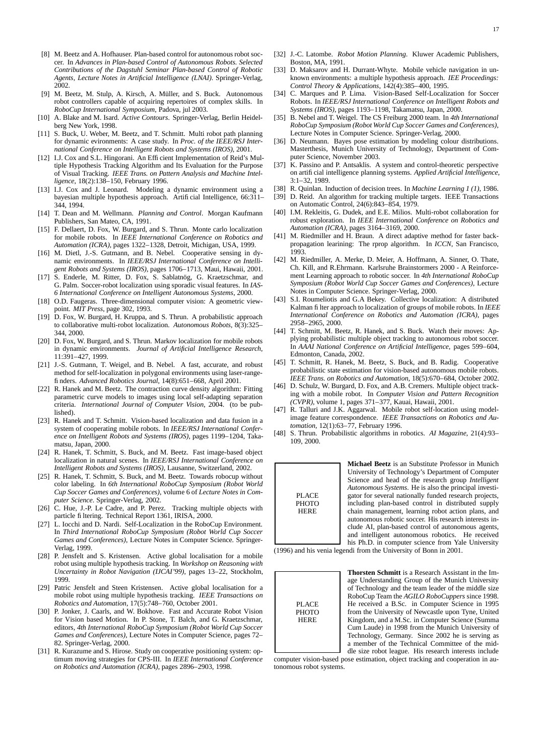[8] M. Beetz and A. Hofhauser. Plan-based control for autonomous robot soccer. In *Advances in Plan-based Control of Autonomous Robots. Selected Contributions of the Dagstuhl Seminar Plan-based Control of Robotic Agents, Lecture Notes in Artificial Intelligence (LNAI)*. Springer-Verlag, 2002.

[9] M. Beetz, M. Stulp, A. Kirsch, A. Müller, and S. Buck. Autonomous robot controllers capable of acquiring repertoires of complex skills. In *RoboCup International Symposium*, Padova, jul 2003.

[10] A. Blake and M. Isard. *Active Contours*. Springer-Verlag, Berlin Heidelberg New York, 1998.

[11] S. Buck, U. Weber, M. Beetz, and T. Schmitt. Multi robot path planning for dynamic evironments: A case study. In *Proc. of the IEEE/RSJ International Conference on Intelligent Robots and Systems (IROS)*, 2001.

[12] I.J. Cox and S.L. Hingorani. An Efficient Implementation of Reid's Multiple Hypothesis Tracking Algorithm and Its Evaluation for the Purpose of Visual Tracking. *IEEE Trans. on Pattern Analysis and Machine Intelligence*, 18(2):138–150, February 1996.

[13] I.J. Cox and J. Leonard. Modeling a dynamic environment using a bayesian multiple hypothesis approach. Artificial Intelligence, 66:311–344, 1994.

[14] T. Dean and M. Wellmann. *Planning and Control*. Morgan Kaufmann Publishers, San Mateo, CA, 1991.

[15] F. Dellaert, D. Fox, W. Burgard, and S. Thrun. Monte carlo localization for mobile robots. In *IEEE International Conference on Robotics and Automation (ICRA)*, pages 1322–1328, Detroit, Michigan, USA, 1999.

[16] M. Dietl, J.-S. Gutmann, and B. Nebel. Cooperative sensing in dynamic environments. In *IEEE/RSJ International Conference on Intelligent Robots and Systems (IROS)*, pages 1706–1713, Maui, Hawaii, 2001.

[17] S. Enderle, M. Ritter, D. Fox, S. Sablatnög, G. Kraetzschmar, and G. Palm. Soccer-robot localization using sporadic visual features. In *IAS-6 International Conference on Intelligent Autonomous Systems*, 2000.

[18] O.D. Faugeras. Three-dimensional computer vision: A geometric viewpoint. *MIT Press*, page 302, 1993.

[19] D. Fox, W. Burgard, H. Kruppa, and S. Thrun. A probabilistic approach to collaborative multi-robot localization. *Autonomous Robots*, 8(3):325–344, 2000.

[20] D. Fox, W. Burgard, and S. Thrun. Markov localization for mobile robots in dynamic environments. *Journal of Artificial Intelligence Research*, 11:391–427, 1999.

[21] J.-S. Gutmann, T. Weigel, and B. Nebel. A fast, accurate, and robust method for self-localization in polygonal environments using laser-range-finders. *Advanced Robotics Journal*, 14(8):651–668, April 2001.

[22] R. Hanek and M. Beetz. The contraction curve density algorithm: Fitting parametric curve models to images using local self-adapting separation criteria. *International Journal of Computer Vision*, 2004. (to be published).

[23] R. Hanek and T. Schmitt. Vision-based localization and data fusion in a system of cooperating mobile robots. In *IEEE/RSJ International Conference on Intelligent Robots and Systems (IROS)*, pages 1199–1204, Takamatsu, Japan, 2000.

[24] R. Hanek, T. Schmitt, S. Buck, and M. Beetz. Fast image-based object localization in natural scenes. In *IEEE/RSJ International Conference on Intelligent Robots and Systems (IROS)*, Lausanne, Switzerland, 2002.

[25] R. Hanek, T. Schmitt, S. Buck, and M. Beetz. Towards robocup without color labeling. In *6th International RoboCup Symposium (Robot World Cup Soccer Games and Conferences)*, volume 6 of *Lecture Notes in Computer Science*. Springer-Verlag, 2002.

[26] C. Hue, J.-P. Le Cadre, and P. Perez. Tracking multiple objects with particle filtering. Technical Report 1361, IRISA, 2000.

[27] L. Iocchi and D. Nardi. Self-Localization in the RoboCup Environment. In *Third International RoboCup Symposium (Robot World Cup Soccer Games and Conferences)*, Lecture Notes in Computer Science. Springer-Verlag, 1999.

[28] P. Jensfelt and S. Kristensen. Active global localisation for a mobile robot using multiple hypothesis tracking. In *Workshop on Reasoning with Uncertainty in Robot Navigation (IJCAI'99)*, pages 13–22, Stockholm, 1999.

[29] Patric Jensfelt and Steen Kristensen. Active global localisation for a mobile robot using multiple hypothesis tracking. *IEEE Transactions on Robotics and Automation*, 17(5):748–760, October 2001.

[30] P. Jonker, J. Caarls, and W. Bokhove. Fast and Accurate Robot Vision for Vision based Motion. In P. Stone, T. Balch, and G. Kraetzschmar, editors, *4th International RoboCup Symposium (Robot World Cup Soccer Games and Conferences)*, Lecture Notes in Computer Science, pages 72–82. Springer-Verlag, 2000.

[31] R. Kurazume and S. Hirose. Study on cooperative positioning system: optimum moving strategies for CPS-III. In *IEEE International Conference on Robotics and Automation (ICRA)*, pages 2896–2903, 1998.

[32] J.-C. Latombe. *Robot Motion Planning*. Kluwer Academic Publishers, Boston, MA, 1991.

[33] D. Maksarov and H. Durrant-Whyte. Mobile vehicle navigation in unknown environments: a multiple hypothesis approach. *IEE Proceedings: Control Theory & Applications*, 142(4):385–400, 1995.

[34] C. Marques and P. Lima. Vision-Based Self-Localization for Soccer Robots. In *IEEE/RSJ International Conference on Intelligent Robots and Systems (IROS)*, pages 1193–1198, Takamatsu, Japan, 2000.

[35] B. Nebel and T. Weigel. The CS Freiburg 2000 team. In *4th International RoboCup Symposium (Robot World Cup Soccer Games and Conferences)*, Lecture Notes in Computer Science. Springer-Verlag, 2000.

[36] D. Neumann. Bayes pose estimation by modeling colour distributions. Masterthesis, Munich University of Technology, Department of Computer Science, November 2003.

[37] K. Passino and P. Antsaklis. A system and control-theoretic perspective on artificial intelligence planning systems. *Applied Artificial Intelligence*, 3:1–32, 1989.

[38] R. Quinlan. Induction of decision trees. In *Machine Learning 1 (1)*, 1986.

[39] D. Reid. An algorithm for tracking multiple targets. IEEE Transactions on Automatic Control, 24(6):843–854, 1979.

[40] I.M. Rekleitis, G. Dudek, and E.E. Milios. Multi-robot collaboration for robust exploration. In *IEEE International Conference on Robotics and Automation (ICRA)*, pages 3164–3169, 2000.

[41] M. Riedmiller and H. Braun. A direct adaptive method for faster backpropagation learining: The rprop algorithm. In *ICCN*, San Francisco, 1993.

[42] M. Riedmiller, A. Merke, D. Meier, A. Hoffmann, A. Sinner, O. Thate, Ch. Kill, and R.Ehrmann. Karlsruhe Brainstormers 2000 - A Reinforcement Learning approach to robotic soccer. In *4th International RoboCup Symposium (Robot World Cup Soccer Games and Conferences)*, Lecture Notes in Computer Science. Springer-Verlag, 2000.

[43] S.I. Roumeliotis and G.A Bekey. Collective localization: A distributed Kalman filter approach to localization of groups of mobile robots. In *IEEE International Conference on Robotics and Automation (ICRA)*, pages 2958–2965, 2000.

[44] T. Schmitt, M. Beetz, R. Hanek, and S. Buck. Watch their moves: Applying probabilistic multiple object tracking to autonomous robot soccer. In *AAAI National Conference on Artificial Intelligence*, pages 599–604, Edmonton, Canada, 2002.

[45] T. Schmitt, R. Hanek, M. Beetz, S. Buck, and B. Radig. Cooperative probabilistic state estimation for vision-based autonomous mobile robots. *IEEE Trans. on Robotics and Automation*, 18(5):670–684, October 2002.

[46] D. Schulz, W. Burgard, D. Fox, and A.B. Cremers. Multiple object tracking with a mobile robot. In *Computer Vision and Pattern Recognition (CVPR)*, volume 1, pages 371–377, Kauai, Hawaii, 2001.

[47] R. Talluri and J.K. Aggarwal. Mobile robot self-location using model-image feature correspondence. *IEEE Transactions on Robotics and Automation*, 12(1):63–77, February 1996.

[48] S. Thrun. Probabilistic algorithms in robotics. *AI Magazine*, 21(4):93–109, 2000.

PLACE PHOTO HERE

**Michael Beetz** is an Substitute Professor in Munich University of Technology's Department of Computer Science and head of the research group *Intelligent Autonomous Systems*. He is also the principal investigator for several nationally funded research projects, including plan-based control in distributed supply chain management, learning robot action plans, and autonomous robotic soccer. His research interests include AI, plan-based control of autonomous agents, and intelligent autonomous robotics. He received his Ph.D. in computer science from Yale University (1996) and his venia legendi from the University of Bonn in 2001.

PLACE PHOTO HERE

**Thorsten Schmitt** is a Research Assistant in the Image Understanding Group of the Munich University of Technology and the team leader of the middle size RoboCup Team the *AGILO RoboCuppers* since 1998. He received a B.Sc. in Computer Science in 1995 from the University of Newcastle upon Tyne, United Kingdom, and a M.Sc. in Computer Science (Summa Cum Laude) in 1998 from the Munich University of Technology, Germany. Since 2002 he is serving as a member of the Technical Committee of the middle size robot league. His research interests include computer vision-based pose estimation, object tracking and cooperation in autonomous robot systems.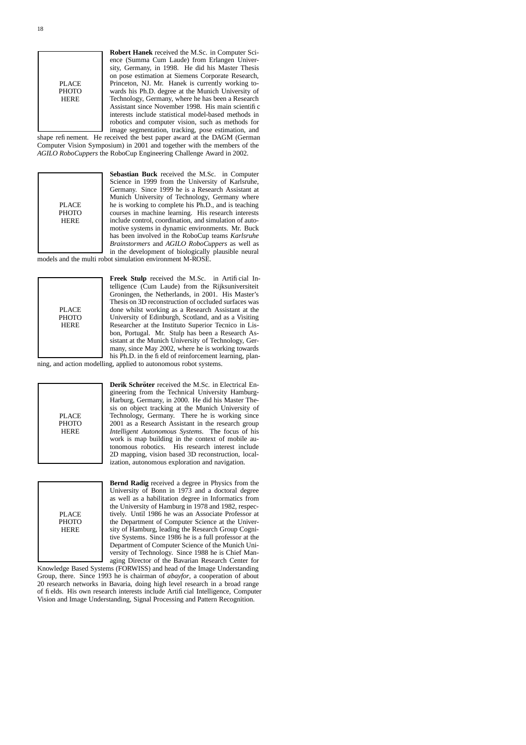PLACE PHOTO HERE

**Robert Hanek** received the M.Sc. in Computer Science (Summa Cum Laude) from Erlangen University, Germany, in 1998. He did his Master Thesis on pose estimation at Siemens Corporate Research, Princeton, NJ. Mr. Hanek is currently working towards his Ph.D. degree at the Munich University of Technology, Germany, where he has been a Research Assistant since November 1998. His main scientific interests include statistical model-based methods in robotics and computer vision, such as methods for image segmentation, tracking, pose estimation, and shape refinement. He received the best paper award at the DAGM (German Computer Vision Symposium) in 2001 and together with the members of the *AGILO RoboCuppers* the RoboCup Engineering Challenge Award in 2002.

PLACE PHOTO HERE

**Sebastian Buck** received the M.Sc. in Computer Science in 1999 from the University of Karlsruhe, Germany. Since 1999 he is a Research Assistant at Munich University of Technology, Germany where he is working to complete his Ph.D., and is teaching courses in machine learning. His research interests include control, coordination, and simulation of automotive systems in dynamic environments. Mr. Buck has been involved in the RoboCup teams *Karlsruhe Brainstormers* and *AGILO RoboCuppers* as well as in the development of biologically plausible neural models and the multi robot simulation environment M-ROSE.

PLACE PHOTO HERE

**Freek Stulp** received the M.Sc. in Artificial Intelligence (Cum Laude) from the Rijksuniversiteit Groningen, the Netherlands, in 2001. His Master's Thesis on 3D reconstruction of occluded surfaces was done whilst working as a Research Assistant at the University of Edinburgh, Scotland, and as a Visiting Researcher at the Instituto Superior Tecnico in Lisbon, Portugal. Mr. Stulp has been a Research Assistant at the Munich University of Technology, Germany, since May 2002, where he is working towards his Ph.D. in the field of reinforcement learning, planning, and action modelling, applied to autonomous robot systems.

PLACE PHOTO HERE

**Derik Schröter** received the M.Sc. in Electrical Engineering from the Technical University Hamburg-Harburg, Germany, in 2000. He did his Master Thesis on object tracking at the Munich University of Technology, Germany. There he is working since 2001 as a Research Assistant in the research group *Intelligent Autonomous Systems*. The focus of his work is map building in the context of mobile autonomous robotics. His research interest include 2D mapping, vision based 3D reconstruction, localization, autonomous exploration and navigation.

PLACE PHOTO HERE

**Bernd Radig** received a degree in Physics from the University of Bonn in 1973 and a doctoral degree as well as a habilitation degree in Informatics from the University of Hamburg in 1978 and 1982, respectively. Until 1986 he was an Associate Professor at the Department of Computer Science at the University of Hamburg, leading the Research Group Cognitive Systems. Since 1986 he is a full professor at the Department of Computer Science of the Munich University of Technology. Since 1988 he is Chief Managing Director of the Bavarian Research Center for Knowledge Based Systems (FORWISS) and head of the Image Understanding Group, there. Since 1993 he is chairman of *abayfor*, a cooperation of about 20 research networks in Bavaria, doing high level research in a broad range of fields. His own research interests include Artificial Intelligence, Computer Vision and Image Understanding, Signal Processing and Pattern Recognition.